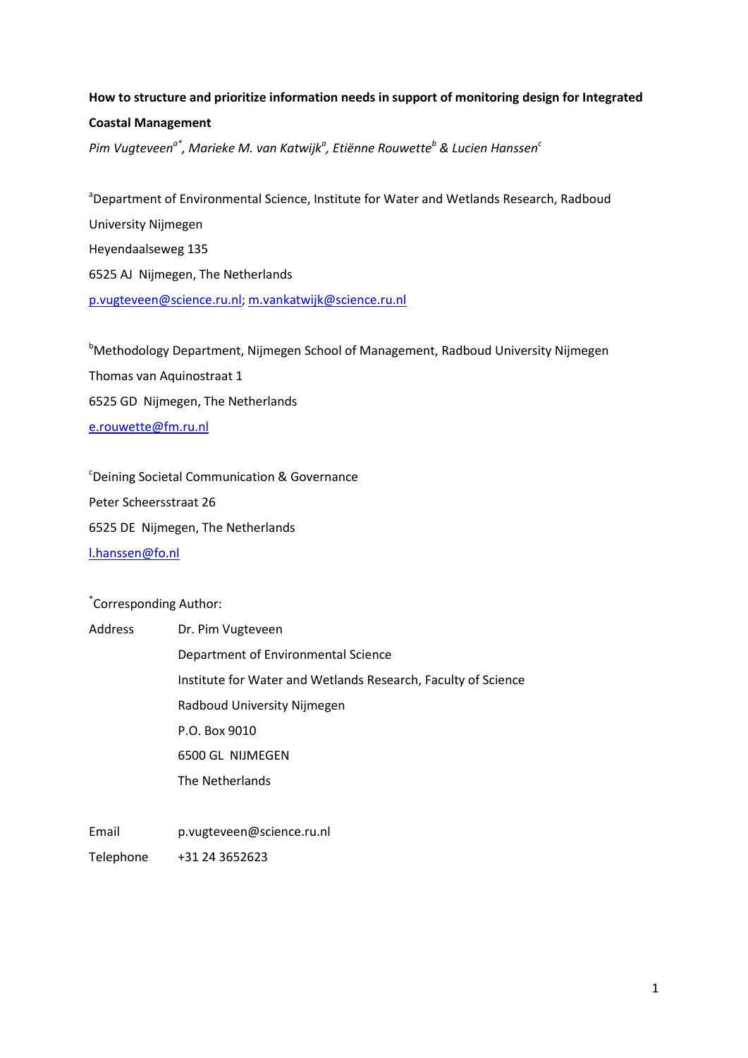**How to structure and prioritize information needs in support of monitoring design for Integrated Coastal Management**

*Pim Vugteveen[a*], Marieke M. van Katwijk[a], Etiënne Rouwette[b] & Lucien Hanssen[c]*

[a]Department of Environmental Science, Institute for Water and Wetlands Research, Radboud University Nijmegen
Heyendaalseweg 135
6525 AJ Nijmegen, The Netherlands
p.vugteveen@science.ru.nl; m.vankatwijk@science.ru.nl

[b]Methodology Department, Nijmegen School of Management, Radboud University Nijmegen
Thomas van Aquinostraat 1
6525 GD Nijmegen, The Netherlands
e.rouwette@fm.ru.nl

[c]Deining Societal Communication & Governance
Peter Scheersstraat 26
6525 DE Nijmegen, The Netherlands
l.hanssen@fo.nl

[*]Corresponding Author:

| | |
|---|---|
| Address | Dr. Pim Vugteveen |
| | Department of Environmental Science |
| | Institute for Water and Wetlands Research, Faculty of Science |
| | Radboud University Nijmegen |
| | P.O. Box 9010 |
| | 6500 GL NIJMEGEN |
| | The Netherlands |
| Email | p.vugteveen@science.ru.nl |
| Telephone | +31 24 3652623 |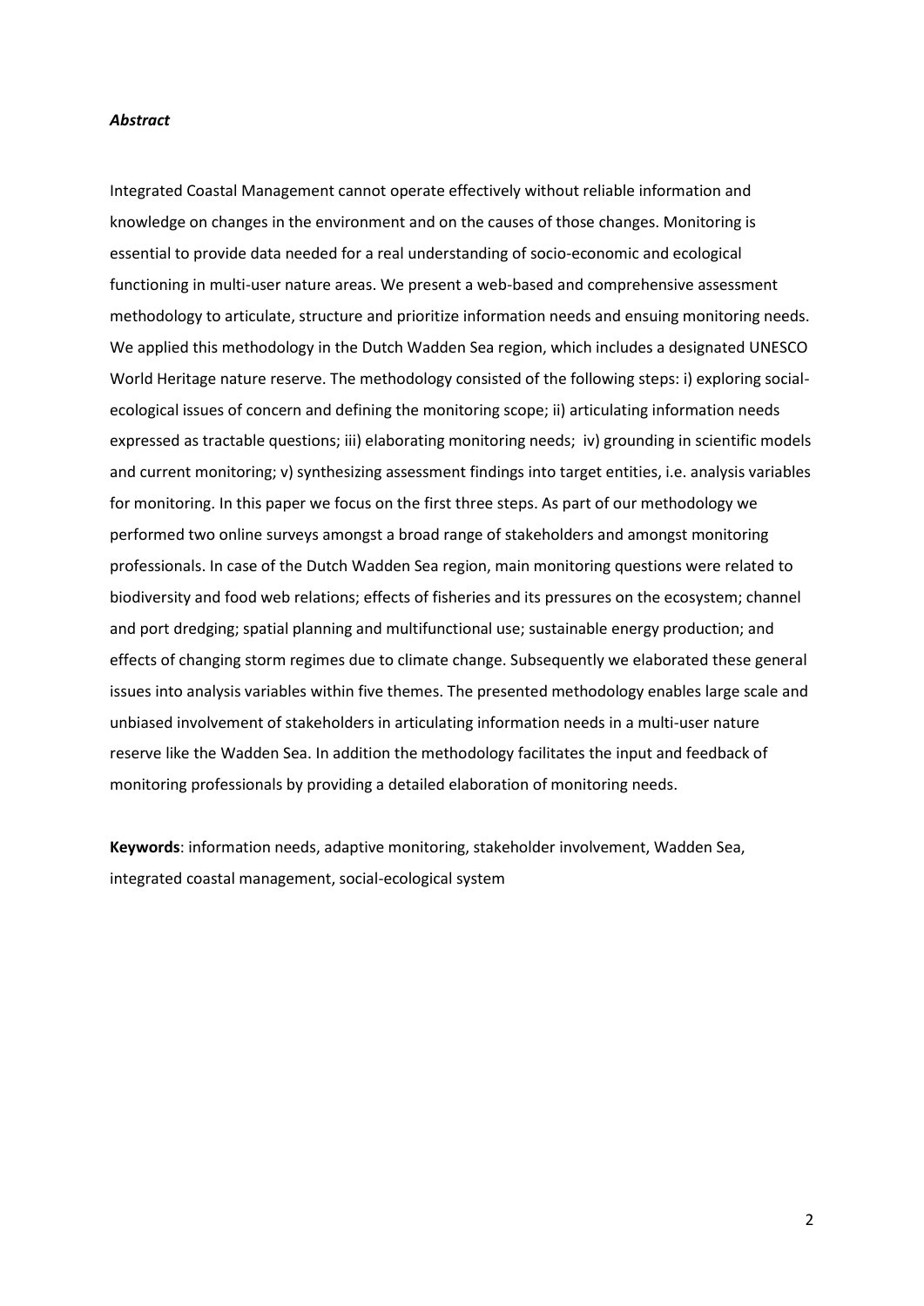### *Abstract*

Integrated Coastal Management cannot operate effectively without reliable information and knowledge on changes in the environment and on the causes of those changes. Monitoring is essential to provide data needed for a real understanding of socio-economic and ecological functioning in multi-user nature areas. We present a web-based and comprehensive assessment methodology to articulate, structure and prioritize information needs and ensuing monitoring needs. We applied this methodology in the Dutch Wadden Sea region, which includes a designated UNESCO World Heritage nature reserve. The methodology consisted of the following steps: i) exploring social-ecological issues of concern and defining the monitoring scope; ii) articulating information needs expressed as tractable questions; iii) elaborating monitoring needs; iv) grounding in scientific models and current monitoring; v) synthesizing assessment findings into target entities, i.e. analysis variables for monitoring. In this paper we focus on the first three steps. As part of our methodology we performed two online surveys amongst a broad range of stakeholders and amongst monitoring professionals. In case of the Dutch Wadden Sea region, main monitoring questions were related to biodiversity and food web relations; effects of fisheries and its pressures on the ecosystem; channel and port dredging; spatial planning and multifunctional use; sustainable energy production; and effects of changing storm regimes due to climate change. Subsequently we elaborated these general issues into analysis variables within five themes. The presented methodology enables large scale and unbiased involvement of stakeholders in articulating information needs in a multi-user nature reserve like the Wadden Sea. In addition the methodology facilitates the input and feedback of monitoring professionals by providing a detailed elaboration of monitoring needs.

**Keywords**: information needs, adaptive monitoring, stakeholder involvement, Wadden Sea, integrated coastal management, social-ecological system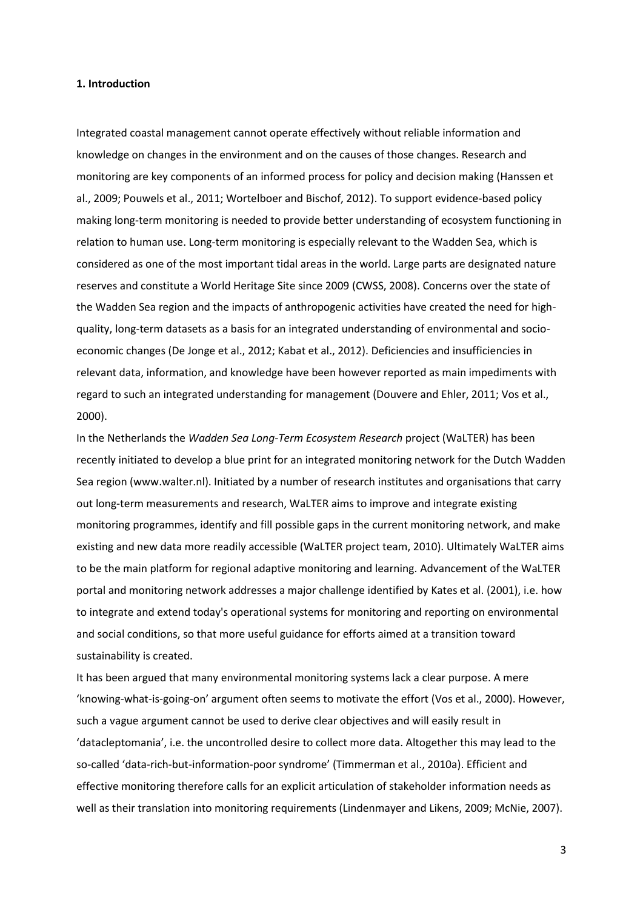### 1. Introduction

Integrated coastal management cannot operate effectively without reliable information and knowledge on changes in the environment and on the causes of those changes. Research and monitoring are key components of an informed process for policy and decision making (Hanssen et al., 2009; Pouwels et al., 2011; Wortelboer and Bischof, 2012). To support evidence-based policy making long-term monitoring is needed to provide better understanding of ecosystem functioning in relation to human use. Long-term monitoring is especially relevant to the Wadden Sea, which is considered as one of the most important tidal areas in the world. Large parts are designated nature reserves and constitute a World Heritage Site since 2009 (CWSS, 2008). Concerns over the state of the Wadden Sea region and the impacts of anthropogenic activities have created the need for high-quality, long-term datasets as a basis for an integrated understanding of environmental and socio-economic changes (De Jonge et al., 2012; Kabat et al., 2012). Deficiencies and insufficiencies in relevant data, information, and knowledge have been however reported as main impediments with regard to such an integrated understanding for management (Douvere and Ehler, 2011; Vos et al., 2000).

In the Netherlands the *Wadden Sea Long-Term Ecosystem Research* project (WaLTER) has been recently initiated to develop a blue print for an integrated monitoring network for the Dutch Wadden Sea region (www.walter.nl). Initiated by a number of research institutes and organisations that carry out long-term measurements and research, WaLTER aims to improve and integrate existing monitoring programmes, identify and fill possible gaps in the current monitoring network, and make existing and new data more readily accessible (WaLTER project team, 2010). Ultimately WaLTER aims to be the main platform for regional adaptive monitoring and learning. Advancement of the WaLTER portal and monitoring network addresses a major challenge identified by Kates et al. (2001), i.e. how to integrate and extend today's operational systems for monitoring and reporting on environmental and social conditions, so that more useful guidance for efforts aimed at a transition toward sustainability is created.

It has been argued that many environmental monitoring systems lack a clear purpose. A mere 'knowing-what-is-going-on' argument often seems to motivate the effort (Vos et al., 2000). However, such a vague argument cannot be used to derive clear objectives and will easily result in 'datacleptomania', i.e. the uncontrolled desire to collect more data. Altogether this may lead to the so-called 'data-rich-but-information-poor syndrome' (Timmerman et al., 2010a). Efficient and effective monitoring therefore calls for an explicit articulation of stakeholder information needs as well as their translation into monitoring requirements (Lindenmayer and Likens, 2009; McNie, 2007).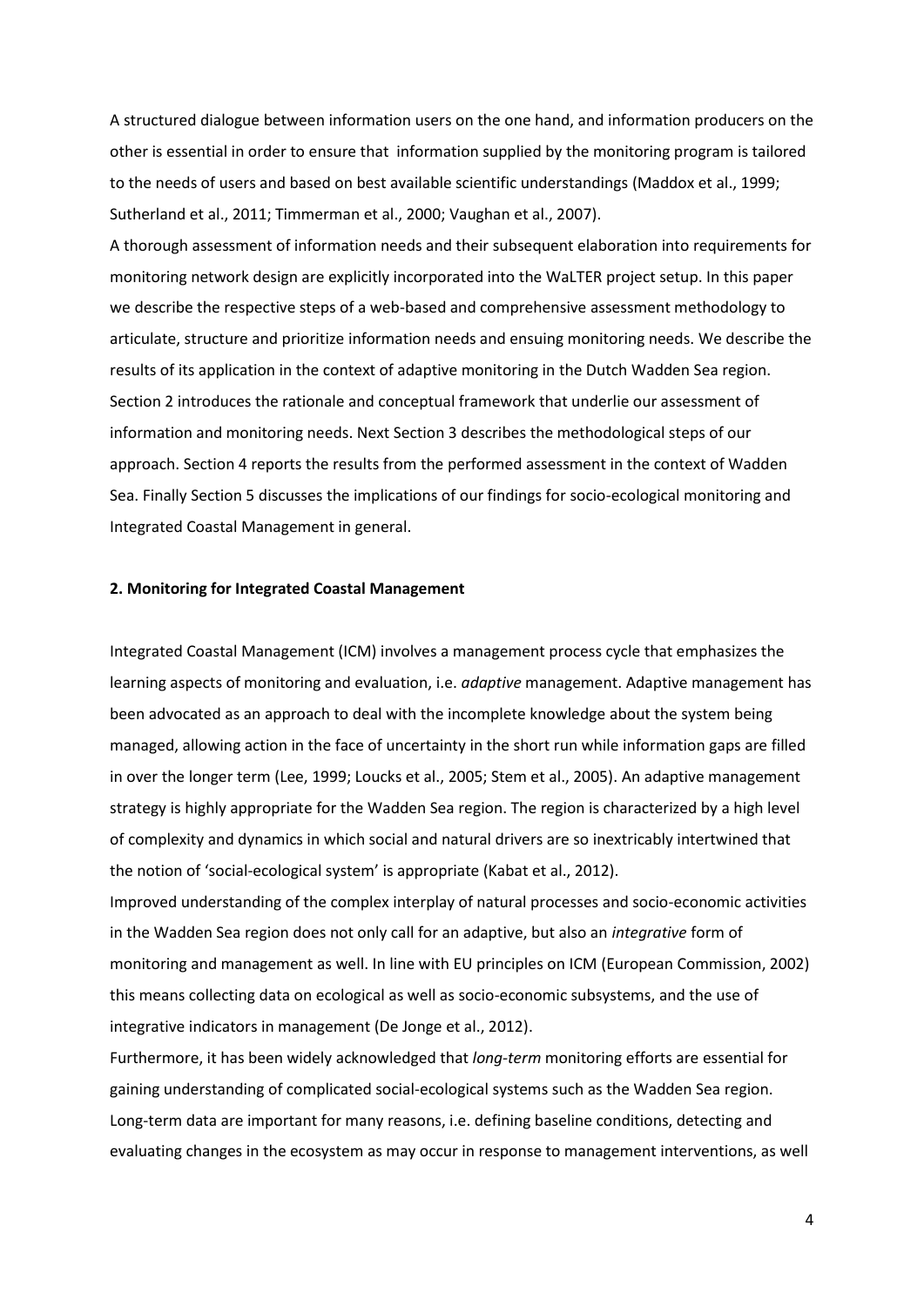A structured dialogue between information users on the one hand, and information producers on the other is essential in order to ensure that information supplied by the monitoring program is tailored to the needs of users and based on best available scientific understandings (Maddox et al., 1999; Sutherland et al., 2011; Timmerman et al., 2000; Vaughan et al., 2007).

A thorough assessment of information needs and their subsequent elaboration into requirements for monitoring network design are explicitly incorporated into the WaLTER project setup. In this paper we describe the respective steps of a web-based and comprehensive assessment methodology to articulate, structure and prioritize information needs and ensuing monitoring needs. We describe the results of its application in the context of adaptive monitoring in the Dutch Wadden Sea region. Section 2 introduces the rationale and conceptual framework that underlie our assessment of information and monitoring needs. Next Section 3 describes the methodological steps of our approach. Section 4 reports the results from the performed assessment in the context of Wadden Sea. Finally Section 5 discusses the implications of our findings for socio-ecological monitoring and Integrated Coastal Management in general.

## 2. Monitoring for Integrated Coastal Management

Integrated Coastal Management (ICM) involves a management process cycle that emphasizes the learning aspects of monitoring and evaluation, i.e. *adaptive* management. Adaptive management has been advocated as an approach to deal with the incomplete knowledge about the system being managed, allowing action in the face of uncertainty in the short run while information gaps are filled in over the longer term (Lee, 1999; Loucks et al., 2005; Stem et al., 2005). An adaptive management strategy is highly appropriate for the Wadden Sea region. The region is characterized by a high level of complexity and dynamics in which social and natural drivers are so inextricably intertwined that the notion of 'social-ecological system' is appropriate (Kabat et al., 2012).

Improved understanding of the complex interplay of natural processes and socio-economic activities in the Wadden Sea region does not only call for an adaptive, but also an *integrative* form of monitoring and management as well. In line with EU principles on ICM (European Commission, 2002) this means collecting data on ecological as well as socio-economic subsystems, and the use of integrative indicators in management (De Jonge et al., 2012).

Furthermore, it has been widely acknowledged that *long-term* monitoring efforts are essential for gaining understanding of complicated social-ecological systems such as the Wadden Sea region. Long-term data are important for many reasons, i.e. defining baseline conditions, detecting and evaluating changes in the ecosystem as may occur in response to management interventions, as well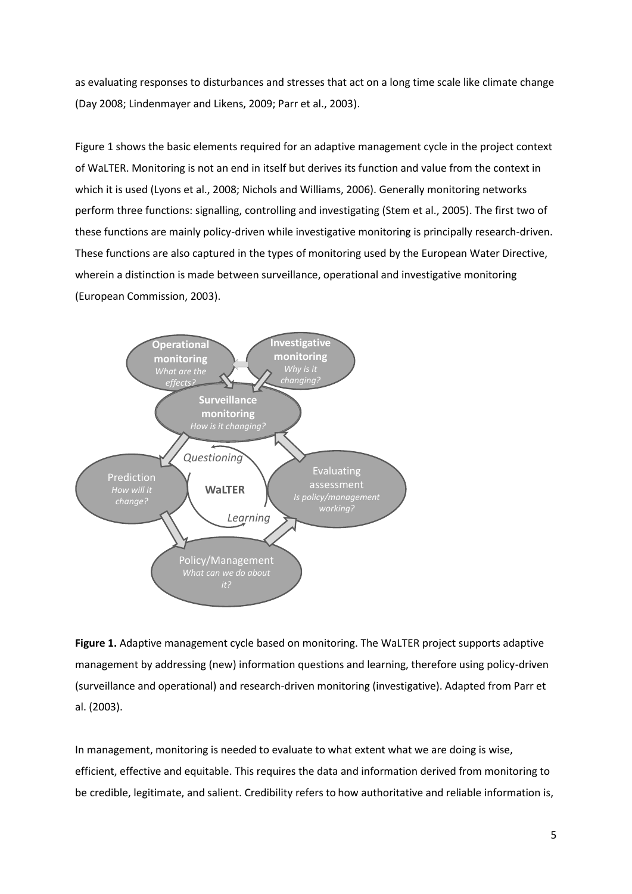as evaluating responses to disturbances and stresses that act on a long time scale like climate change (Day 2008; Lindenmayer and Likens, 2009; Parr et al., 2003).

Figure 1 shows the basic elements required for an adaptive management cycle in the project context of WaLTER. Monitoring is not an end in itself but derives its function and value from the context in which it is used (Lyons et al., 2008; Nichols and Williams, 2006). Generally monitoring networks perform three functions: signalling, controlling and investigating (Stem et al., 2005). The first two of these functions are mainly policy-driven while investigative monitoring is principally research-driven. These functions are also captured in the types of monitoring used by the European Water Directive, wherein a distinction is made between surveillance, operational and investigative monitoring (European Commission, 2003).

**Figure 1.** Adaptive management cycle based on monitoring. The WaLTER project supports adaptive management by addressing (new) information questions and learning, therefore using policy-driven (surveillance and operational) and research-driven monitoring (investigative). Adapted from Parr et al. (2003).

In management, monitoring is needed to evaluate to what extent what we are doing is wise, efficient, effective and equitable. This requires the data and information derived from monitoring to be credible, legitimate, and salient. Credibility refers to how authoritative and reliable information is,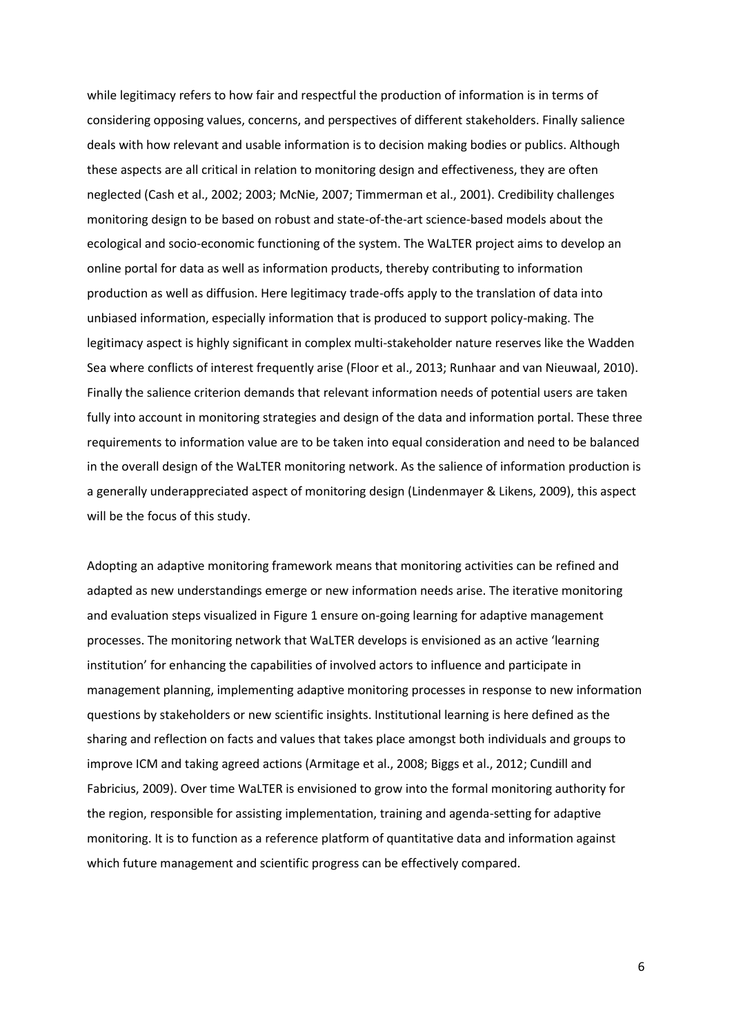while legitimacy refers to how fair and respectful the production of information is in terms of considering opposing values, concerns, and perspectives of different stakeholders. Finally salience deals with how relevant and usable information is to decision making bodies or publics. Although these aspects are all critical in relation to monitoring design and effectiveness, they are often neglected (Cash et al., 2002; 2003; McNie, 2007; Timmerman et al., 2001). Credibility challenges monitoring design to be based on robust and state-of-the-art science-based models about the ecological and socio-economic functioning of the system. The WaLTER project aims to develop an online portal for data as well as information products, thereby contributing to information production as well as diffusion. Here legitimacy trade-offs apply to the translation of data into unbiased information, especially information that is produced to support policy-making. The legitimacy aspect is highly significant in complex multi-stakeholder nature reserves like the Wadden Sea where conflicts of interest frequently arise (Floor et al., 2013; Runhaar and van Nieuwaal, 2010). Finally the salience criterion demands that relevant information needs of potential users are taken fully into account in monitoring strategies and design of the data and information portal. These three requirements to information value are to be taken into equal consideration and need to be balanced in the overall design of the WaLTER monitoring network. As the salience of information production is a generally underappreciated aspect of monitoring design (Lindenmayer & Likens, 2009), this aspect will be the focus of this study.

Adopting an adaptive monitoring framework means that monitoring activities can be refined and adapted as new understandings emerge or new information needs arise. The iterative monitoring and evaluation steps visualized in Figure 1 ensure on-going learning for adaptive management processes. The monitoring network that WaLTER develops is envisioned as an active 'learning institution' for enhancing the capabilities of involved actors to influence and participate in management planning, implementing adaptive monitoring processes in response to new information questions by stakeholders or new scientific insights. Institutional learning is here defined as the sharing and reflection on facts and values that takes place amongst both individuals and groups to improve ICM and taking agreed actions (Armitage et al., 2008; Biggs et al., 2012; Cundill and Fabricius, 2009). Over time WaLTER is envisioned to grow into the formal monitoring authority for the region, responsible for assisting implementation, training and agenda-setting for adaptive monitoring. It is to function as a reference platform of quantitative data and information against which future management and scientific progress can be effectively compared.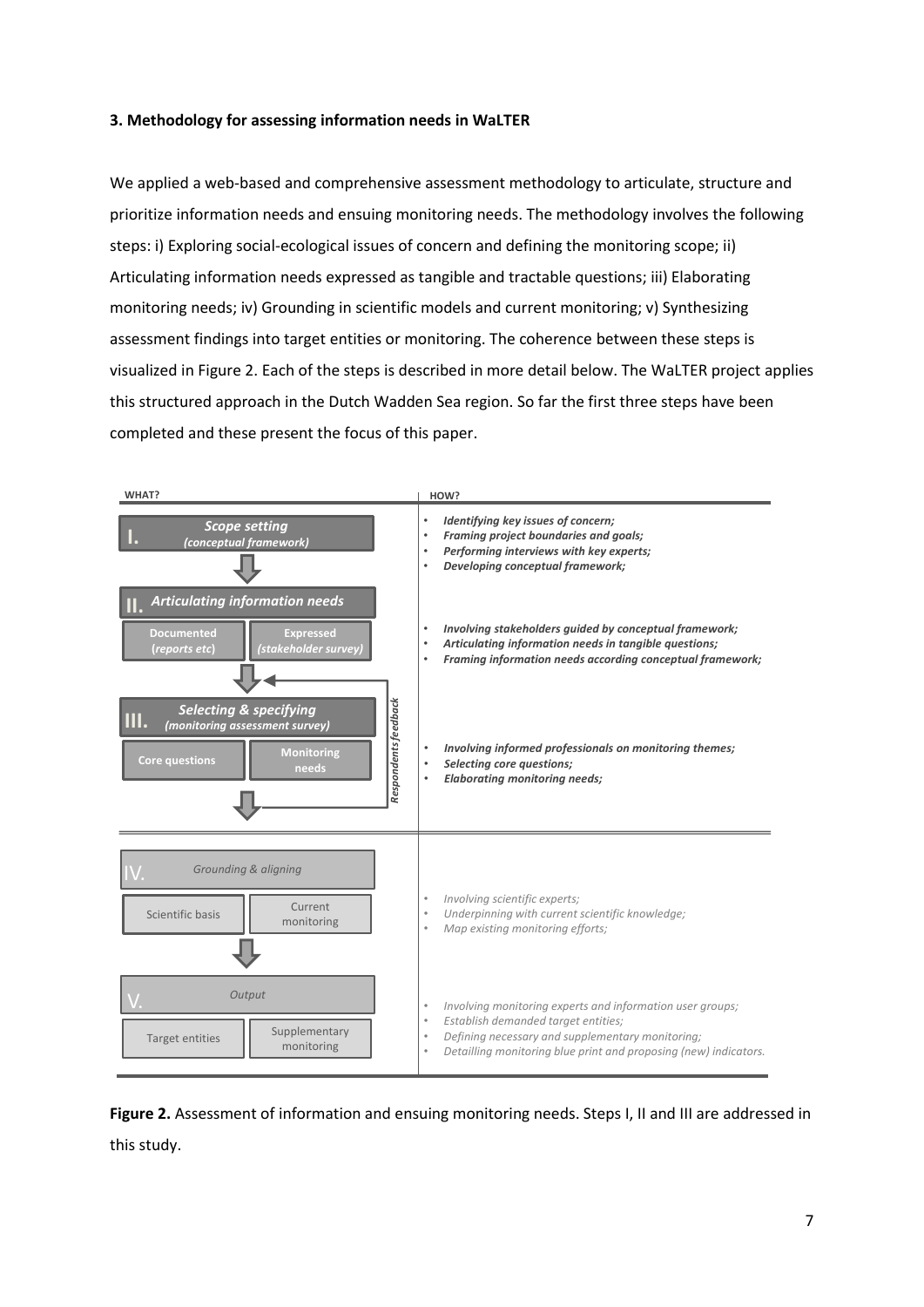### 3. Methodology for assessing information needs in WaLTER

We applied a web-based and comprehensive assessment methodology to articulate, structure and prioritize information needs and ensuing monitoring needs. The methodology involves the following steps: i) Exploring social-ecological issues of concern and defining the monitoring scope; ii) Articulating information needs expressed as tangible and tractable questions; iii) Elaborating monitoring needs; iv) Grounding in scientific models and current monitoring; v) Synthesizing assessment findings into target entities or monitoring. The coherence between these steps is visualized in Figure 2. Each of the steps is described in more detail below. The WaLTER project applies this structured approach in the Dutch Wadden Sea region. So far the first three steps have been completed and these present the focus of this paper.

| WHAT? | HOW? |
|---|---|
| **I. Scope setting** *(conceptual framework)* | • *Identifying key issues of concern;* <br> • *Framing project boundaries and goals;* <br> • *Performing interviews with key experts;* <br> • *Developing conceptual framework;* |
| **II. Articulating information needs** — Documented (reports etc); Expressed (stakeholder survey) | • *Involving stakeholders guided by conceptual framework;* <br> • *Articulating information needs in tangible questions;* <br> • *Framing information needs according conceptual framework;* |
| **III. Selecting & specifying** *(monitoring assessment survey)* — Core questions; Monitoring needs (Respondents feedback) | • *Involving informed professionals on monitoring themes;* <br> • *Selecting core questions;* <br> • *Elaborating monitoring needs;* |
| IV. *Grounding & aligning* — Scientific basis; Current monitoring | • *Involving scientific experts;* <br> • *Underpinning with current scientific knowledge;* <br> • *Map existing monitoring efforts;* |
| V. *Output* — Target entities; Supplementary monitoring | • *Involving monitoring experts and information user groups;* <br> • *Establish demanded target entities;* <br> • *Defining necessary and supplementary monitoring;* <br> • *Detailling monitoring blue print and proposing (new) indicators.* |

**Figure 2.** Assessment of information and ensuing monitoring needs. Steps I, II and III are addressed in this study.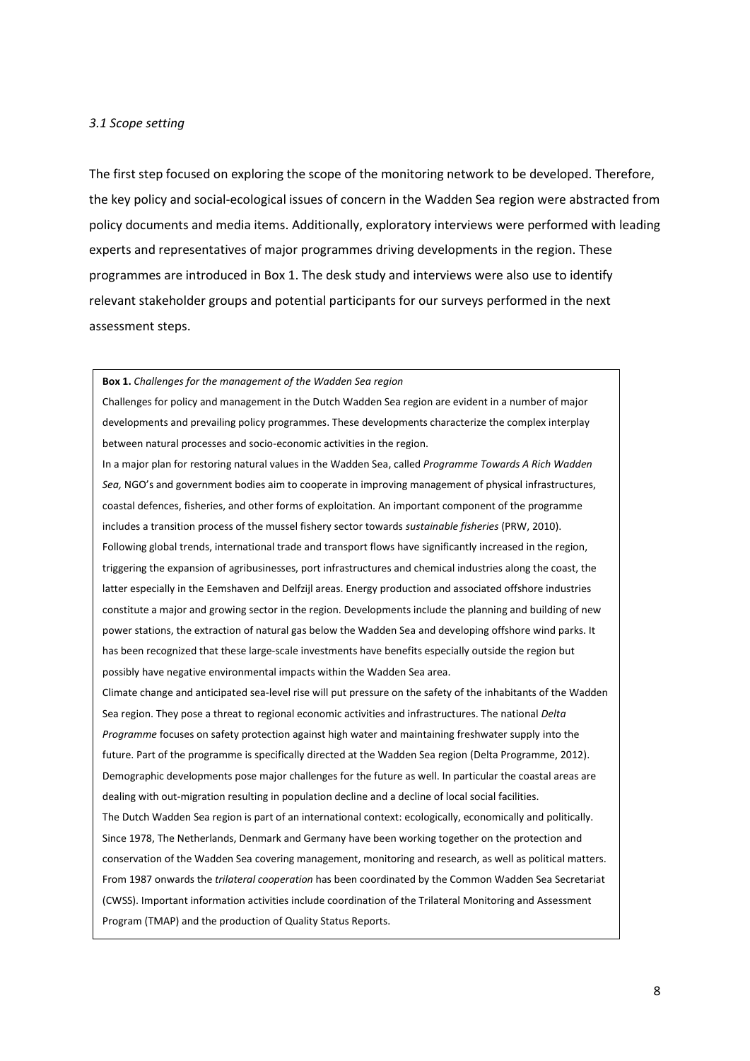### *3.1 Scope setting*

The first step focused on exploring the scope of the monitoring network to be developed. Therefore, the key policy and social-ecological issues of concern in the Wadden Sea region were abstracted from policy documents and media items. Additionally, exploratory interviews were performed with leading experts and representatives of major programmes driving developments in the region. These programmes are introduced in Box 1. The desk study and interviews were also use to identify relevant stakeholder groups and potential participants for our surveys performed in the next assessment steps.

**Box 1.** *Challenges for the management of the Wadden Sea region*

Challenges for policy and management in the Dutch Wadden Sea region are evident in a number of major developments and prevailing policy programmes. These developments characterize the complex interplay between natural processes and socio-economic activities in the region.

In a major plan for restoring natural values in the Wadden Sea, called *Programme Towards A Rich Wadden Sea,* NGO's and government bodies aim to cooperate in improving management of physical infrastructures, coastal defences, fisheries, and other forms of exploitation. An important component of the programme includes a transition process of the mussel fishery sector towards *sustainable fisheries* (PRW, 2010).

Following global trends, international trade and transport flows have significantly increased in the region, triggering the expansion of agribusinesses, port infrastructures and chemical industries along the coast, the latter especially in the Eemshaven and Delfzijl areas. Energy production and associated offshore industries constitute a major and growing sector in the region. Developments include the planning and building of new power stations, the extraction of natural gas below the Wadden Sea and developing offshore wind parks. It has been recognized that these large-scale investments have benefits especially outside the region but possibly have negative environmental impacts within the Wadden Sea area.

Climate change and anticipated sea-level rise will put pressure on the safety of the inhabitants of the Wadden Sea region. They pose a threat to regional economic activities and infrastructures. The national *Delta Programme* focuses on safety protection against high water and maintaining freshwater supply into the future. Part of the programme is specifically directed at the Wadden Sea region (Delta Programme, 2012).

Demographic developments pose major challenges for the future as well. In particular the coastal areas are dealing with out-migration resulting in population decline and a decline of local social facilities.

The Dutch Wadden Sea region is part of an international context: ecologically, economically and politically. Since 1978, The Netherlands, Denmark and Germany have been working together on the protection and conservation of the Wadden Sea covering management, monitoring and research, as well as political matters. From 1987 onwards the *trilateral cooperation* has been coordinated by the Common Wadden Sea Secretariat (CWSS). Important information activities include coordination of the Trilateral Monitoring and Assessment Program (TMAP) and the production of Quality Status Reports.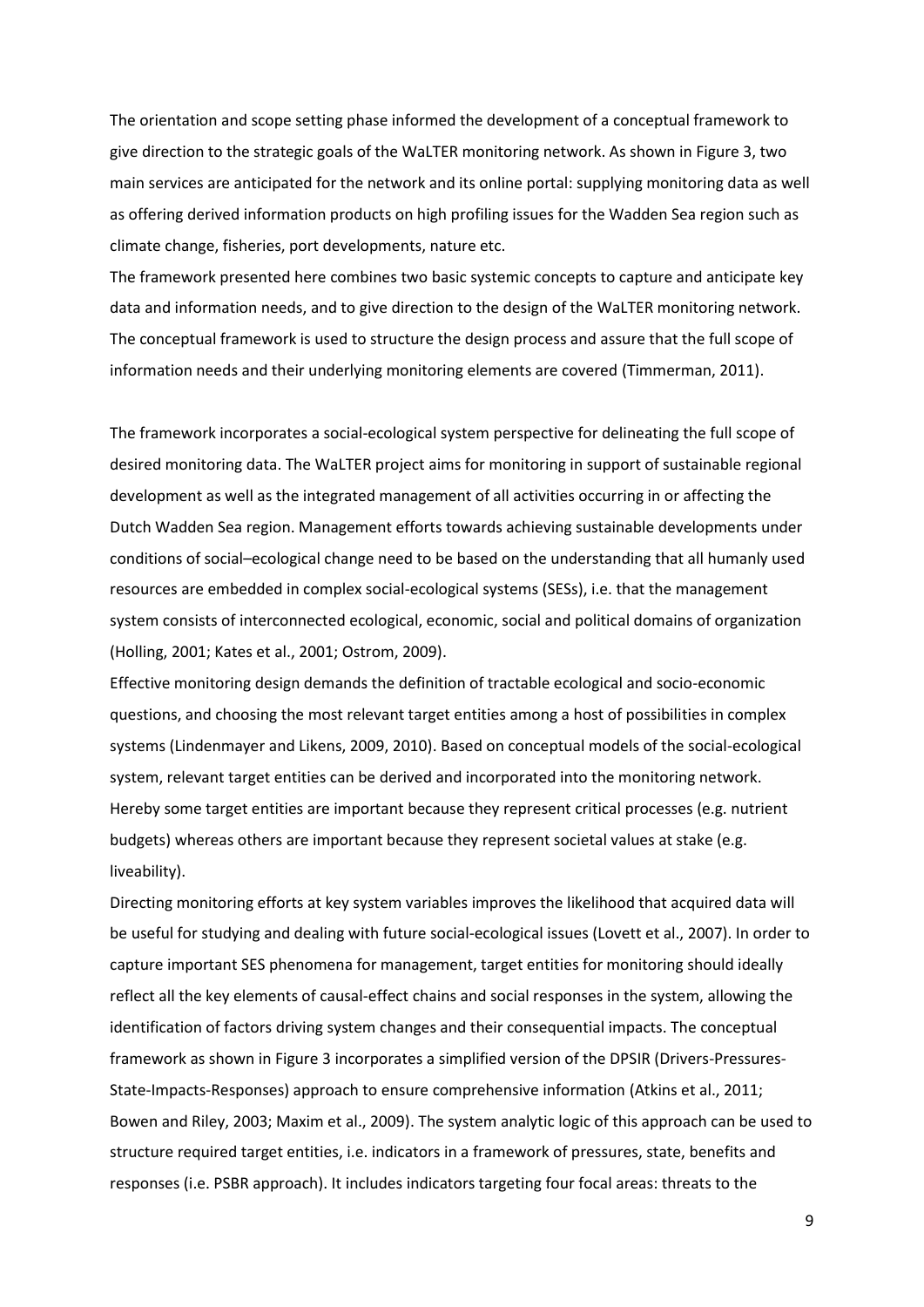The orientation and scope setting phase informed the development of a conceptual framework to give direction to the strategic goals of the WaLTER monitoring network. As shown in Figure 3, two main services are anticipated for the network and its online portal: supplying monitoring data as well as offering derived information products on high profiling issues for the Wadden Sea region such as climate change, fisheries, port developments, nature etc.

The framework presented here combines two basic systemic concepts to capture and anticipate key data and information needs, and to give direction to the design of the WaLTER monitoring network. The conceptual framework is used to structure the design process and assure that the full scope of information needs and their underlying monitoring elements are covered (Timmerman, 2011).

The framework incorporates a social-ecological system perspective for delineating the full scope of desired monitoring data. The WaLTER project aims for monitoring in support of sustainable regional development as well as the integrated management of all activities occurring in or affecting the Dutch Wadden Sea region. Management efforts towards achieving sustainable developments under conditions of social–ecological change need to be based on the understanding that all humanly used resources are embedded in complex social-ecological systems (SESs), i.e. that the management system consists of interconnected ecological, economic, social and political domains of organization (Holling, 2001; Kates et al., 2001; Ostrom, 2009).

Effective monitoring design demands the definition of tractable ecological and socio-economic questions, and choosing the most relevant target entities among a host of possibilities in complex systems (Lindenmayer and Likens, 2009, 2010). Based on conceptual models of the social-ecological system, relevant target entities can be derived and incorporated into the monitoring network. Hereby some target entities are important because they represent critical processes (e.g. nutrient budgets) whereas others are important because they represent societal values at stake (e.g. liveability).

Directing monitoring efforts at key system variables improves the likelihood that acquired data will be useful for studying and dealing with future social-ecological issues (Lovett et al., 2007). In order to capture important SES phenomena for management, target entities for monitoring should ideally reflect all the key elements of causal-effect chains and social responses in the system, allowing the identification of factors driving system changes and their consequential impacts. The conceptual framework as shown in Figure 3 incorporates a simplified version of the DPSIR (Drivers-Pressures-State-Impacts-Responses) approach to ensure comprehensive information (Atkins et al., 2011; Bowen and Riley, 2003; Maxim et al., 2009). The system analytic logic of this approach can be used to structure required target entities, i.e. indicators in a framework of pressures, state, benefits and responses (i.e. PSBR approach). It includes indicators targeting four focal areas: threats to the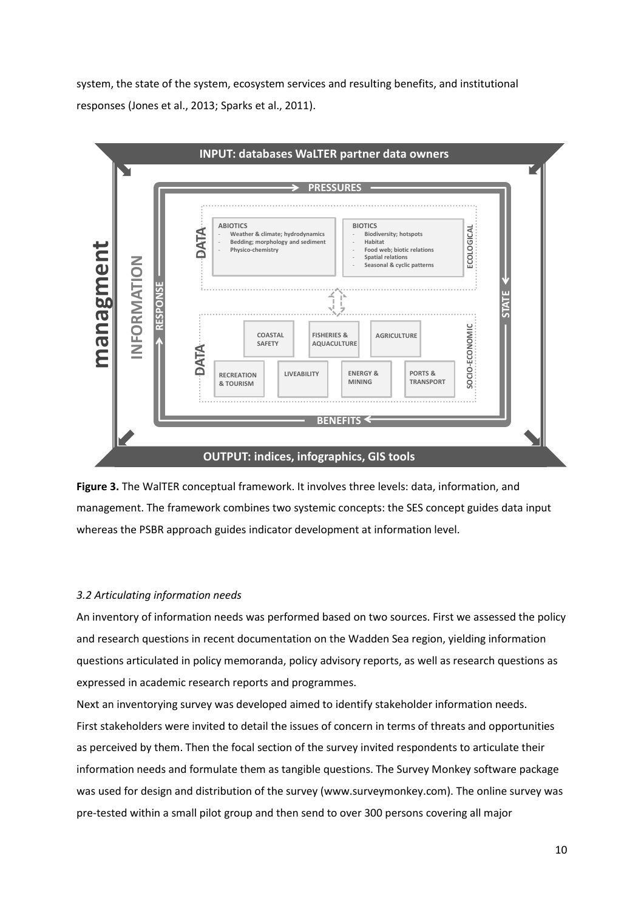system, the state of the system, ecosystem services and resulting benefits, and institutional responses (Jones et al., 2013; Sparks et al., 2011).

**Figure 3.** The WalTER conceptual framework. It involves three levels: data, information, and management. The framework combines two systemic concepts: the SES concept guides data input whereas the PSBR approach guides indicator development at information level.

### *3.2 Articulating information needs*

An inventory of information needs was performed based on two sources. First we assessed the policy and research questions in recent documentation on the Wadden Sea region, yielding information questions articulated in policy memoranda, policy advisory reports, as well as research questions as expressed in academic research reports and programmes.

Next an inventorying survey was developed aimed to identify stakeholder information needs. First stakeholders were invited to detail the issues of concern in terms of threats and opportunities as perceived by them. Then the focal section of the survey invited respondents to articulate their information needs and formulate them as tangible questions. The Survey Monkey software package was used for design and distribution of the survey (www.surveymonkey.com). The online survey was pre-tested within a small pilot group and then send to over 300 persons covering all major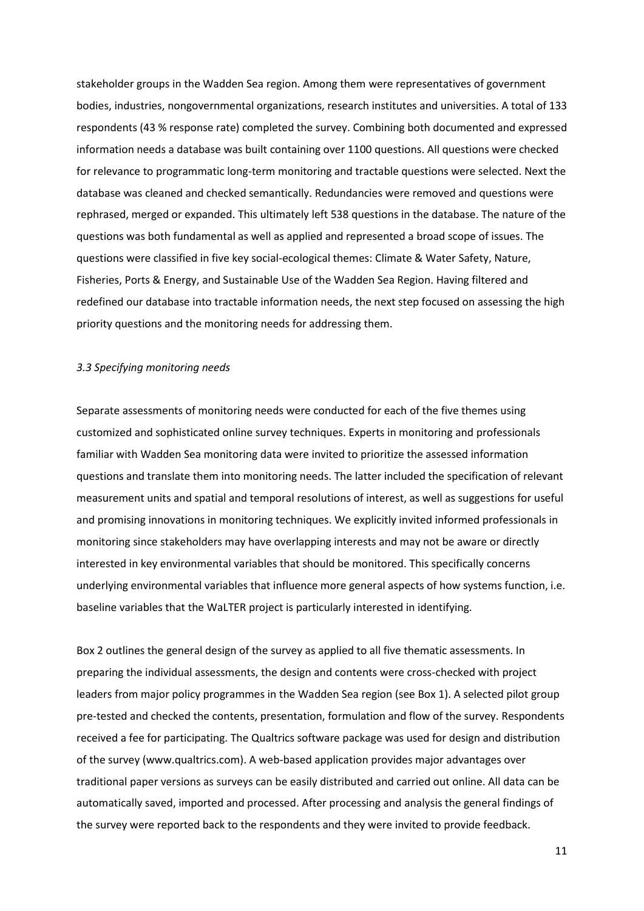stakeholder groups in the Wadden Sea region. Among them were representatives of government bodies, industries, nongovernmental organizations, research institutes and universities. A total of 133 respondents (43 % response rate) completed the survey. Combining both documented and expressed information needs a database was built containing over 1100 questions. All questions were checked for relevance to programmatic long-term monitoring and tractable questions were selected. Next the database was cleaned and checked semantically. Redundancies were removed and questions were rephrased, merged or expanded. This ultimately left 538 questions in the database. The nature of the questions was both fundamental as well as applied and represented a broad scope of issues. The questions were classified in five key social-ecological themes: Climate & Water Safety, Nature, Fisheries, Ports & Energy, and Sustainable Use of the Wadden Sea Region. Having filtered and redefined our database into tractable information needs, the next step focused on assessing the high priority questions and the monitoring needs for addressing them.

### *3.3 Specifying monitoring needs*

Separate assessments of monitoring needs were conducted for each of the five themes using customized and sophisticated online survey techniques. Experts in monitoring and professionals familiar with Wadden Sea monitoring data were invited to prioritize the assessed information questions and translate them into monitoring needs. The latter included the specification of relevant measurement units and spatial and temporal resolutions of interest, as well as suggestions for useful and promising innovations in monitoring techniques. We explicitly invited informed professionals in monitoring since stakeholders may have overlapping interests and may not be aware or directly interested in key environmental variables that should be monitored. This specifically concerns underlying environmental variables that influence more general aspects of how systems function, i.e. baseline variables that the WaLTER project is particularly interested in identifying.

Box 2 outlines the general design of the survey as applied to all five thematic assessments. In preparing the individual assessments, the design and contents were cross-checked with project leaders from major policy programmes in the Wadden Sea region (see Box 1). A selected pilot group pre-tested and checked the contents, presentation, formulation and flow of the survey. Respondents received a fee for participating. The Qualtrics software package was used for design and distribution of the survey (www.qualtrics.com). A web-based application provides major advantages over traditional paper versions as surveys can be easily distributed and carried out online. All data can be automatically saved, imported and processed. After processing and analysis the general findings of the survey were reported back to the respondents and they were invited to provide feedback.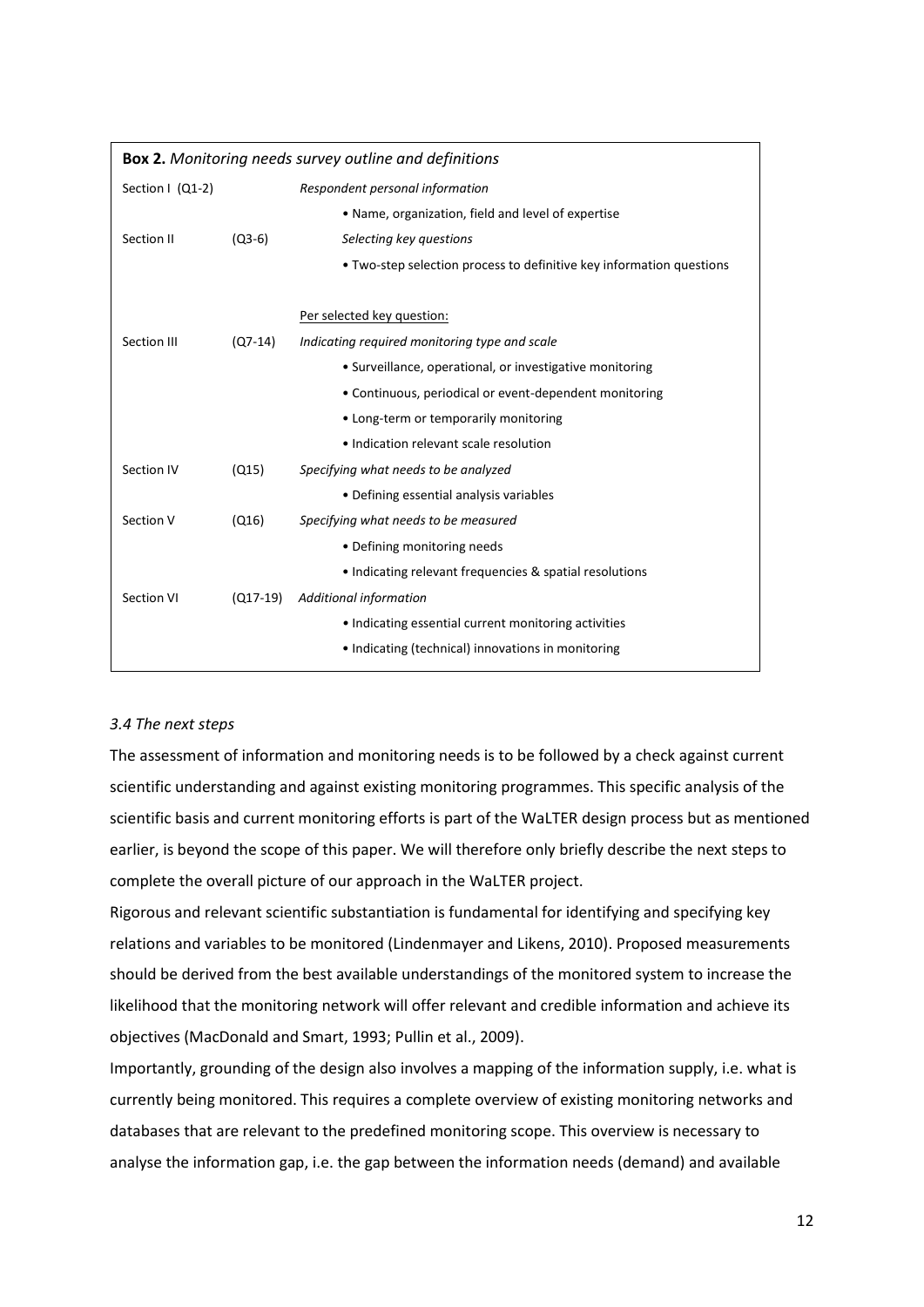**Box 2.** *Monitoring needs survey outline and definitions*

| | | |
|---|---|---|
| Section I (Q1-2) | | *Respondent personal information* |
| | | • Name, organization, field and level of expertise |
| Section II | (Q3-6) | *Selecting key questions* |
| | | • Two-step selection process to definitive key information questions |
| | | Per selected key question: |
| Section III | (Q7-14) | *Indicating required monitoring type and scale* |
| | | • Surveillance, operational, or investigative monitoring |
| | | • Continuous, periodical or event-dependent monitoring |
| | | • Long-term or temporarily monitoring |
| | | • Indication relevant scale resolution |
| Section IV | (Q15) | *Specifying what needs to be analyzed* |
| | | • Defining essential analysis variables |
| Section V | (Q16) | *Specifying what needs to be measured* |
| | | • Defining monitoring needs |
| | | • Indicating relevant frequencies & spatial resolutions |
| Section VI | (Q17-19) | *Additional information* |
| | | • Indicating essential current monitoring activities |
| | | • Indicating (technical) innovations in monitoring |

### *3.4 The next steps*

The assessment of information and monitoring needs is to be followed by a check against current scientific understanding and against existing monitoring programmes. This specific analysis of the scientific basis and current monitoring efforts is part of the WaLTER design process but as mentioned earlier, is beyond the scope of this paper. We will therefore only briefly describe the next steps to complete the overall picture of our approach in the WaLTER project.

Rigorous and relevant scientific substantiation is fundamental for identifying and specifying key relations and variables to be monitored (Lindenmayer and Likens, 2010). Proposed measurements should be derived from the best available understandings of the monitored system to increase the likelihood that the monitoring network will offer relevant and credible information and achieve its objectives (MacDonald and Smart, 1993; Pullin et al., 2009).

Importantly, grounding of the design also involves a mapping of the information supply, i.e. what is currently being monitored. This requires a complete overview of existing monitoring networks and databases that are relevant to the predefined monitoring scope. This overview is necessary to analyse the information gap, i.e. the gap between the information needs (demand) and available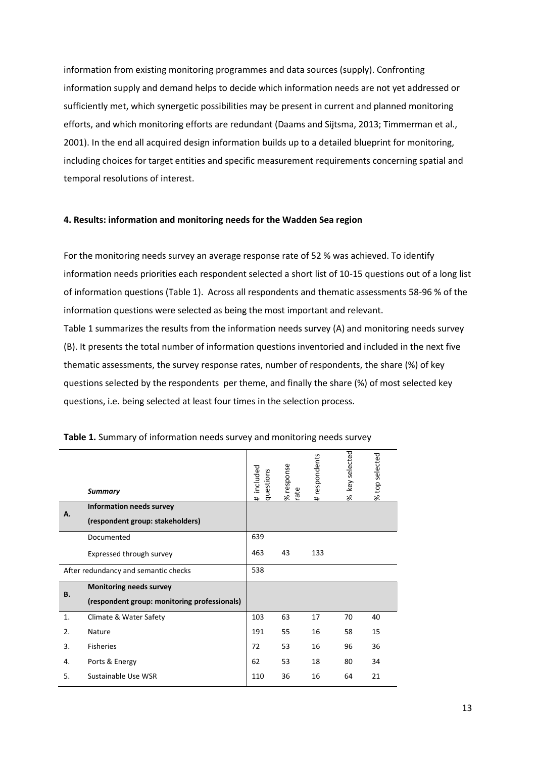information from existing monitoring programmes and data sources (supply). Confronting information supply and demand helps to decide which information needs are not yet addressed or sufficiently met, which synergetic possibilities may be present in current and planned monitoring efforts, and which monitoring efforts are redundant (Daams and Sijtsma, 2013; Timmerman et al., 2001). In the end all acquired design information builds up to a detailed blueprint for monitoring, including choices for target entities and specific measurement requirements concerning spatial and temporal resolutions of interest.

#### 4. Results: information and monitoring needs for the Wadden Sea region

For the monitoring needs survey an average response rate of 52 % was achieved. To identify information needs priorities each respondent selected a short list of 10-15 questions out of a long list of information questions (Table 1). Across all respondents and thematic assessments 58-96 % of the information questions were selected as being the most important and relevant.

Table 1 summarizes the results from the information needs survey (A) and monitoring needs survey (B). It presents the total number of information questions inventoried and included in the next five thematic assessments, the survey response rates, number of respondents, the share (%) of key questions selected by the respondents per theme, and finally the share (%) of most selected key questions, i.e. being selected at least four times in the selection process.

**Table 1.** Summary of information needs survey and monitoring needs survey

| | ***Summary*** | # included questions | % response rate | # respondents | % key selected | % top selected |
|---|---|---|---|---|---|---|
| **A.** | **Information needs survey (respondent group: stakeholders)** | | | | | |
| | Documented | 639 | | | | |
| | Expressed through survey | 463 | 43 | 133 | | |
| | After redundancy and semantic checks | 538 | | | | |
| **B.** | **Monitoring needs survey (respondent group: monitoring professionals)** | | | | | |
| 1. | Climate & Water Safety | 103 | 63 | 17 | 70 | 40 |
| 2. | Nature | 191 | 55 | 16 | 58 | 15 |
| 3. | Fisheries | 72 | 53 | 16 | 96 | 36 |
| 4. | Ports & Energy | 62 | 53 | 18 | 80 | 34 |
| 5. | Sustainable Use WSR | 110 | 36 | 16 | 64 | 21 |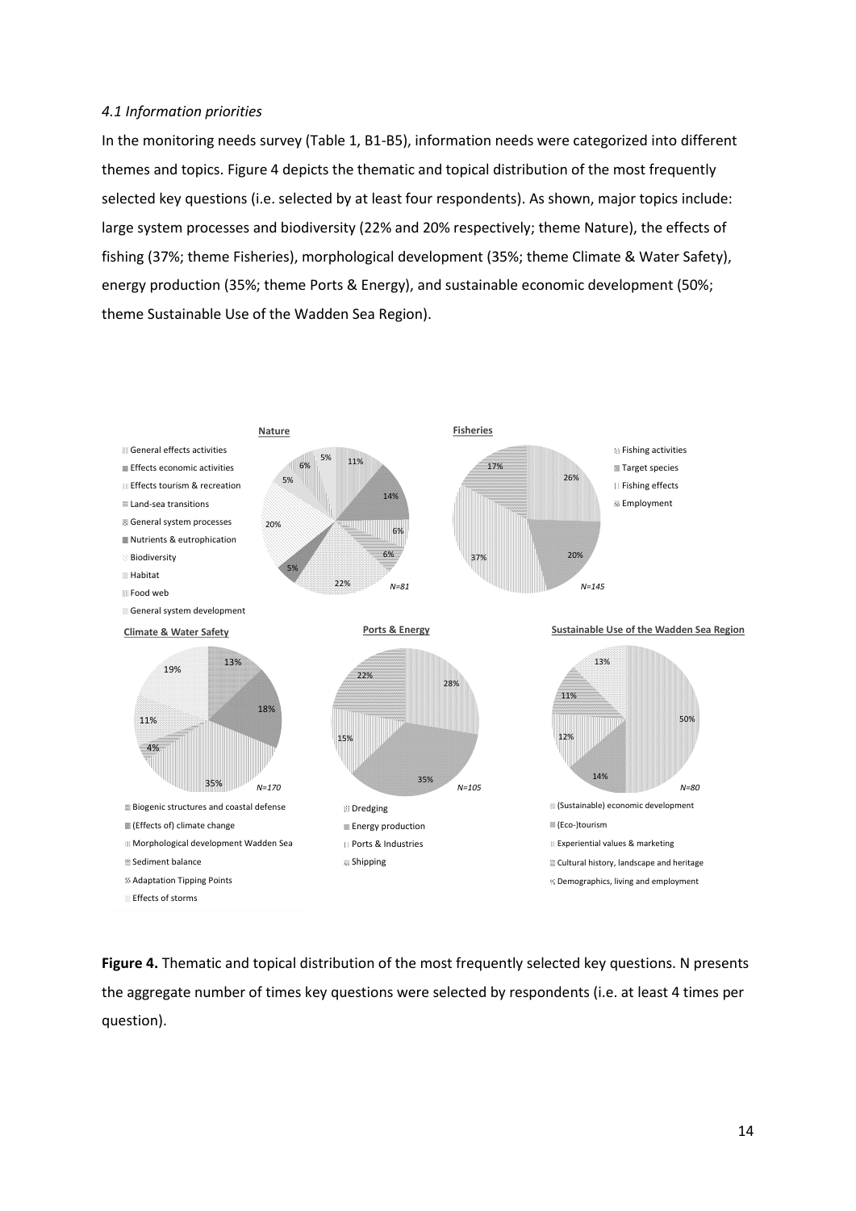*4.1 Information priorities*

In the monitoring needs survey (Table 1, B1-B5), information needs were categorized into different themes and topics. Figure 4 depicts the thematic and topical distribution of the most frequently selected key questions (i.e. selected by at least four respondents). As shown, major topics include: large system processes and biodiversity (22% and 20% respectively; theme Nature), the effects of fishing (37%; theme Fisheries), morphological development (35%; theme Climate & Water Safety), energy production (35%; theme Ports & Energy), and sustainable economic development (50%; theme Sustainable Use of the Wadden Sea Region).

**Figure 4.** Thematic and topical distribution of the most frequently selected key questions. N presents the aggregate number of times key questions were selected by respondents (i.e. at least 4 times per question).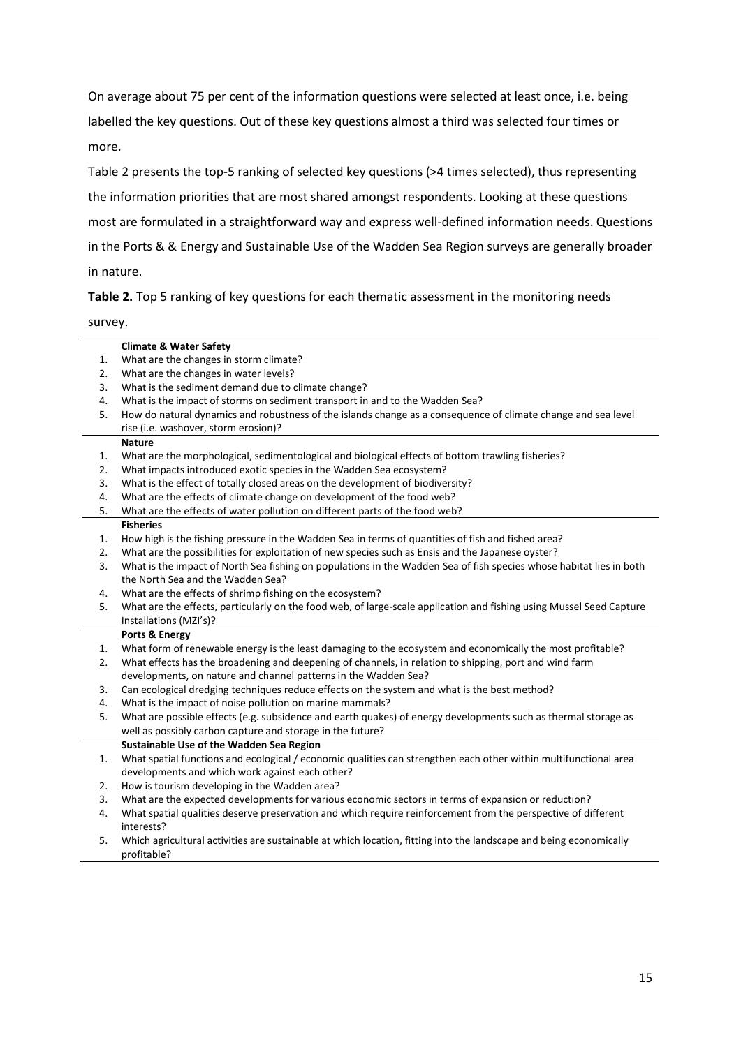On average about 75 per cent of the information questions were selected at least once, i.e. being labelled the key questions. Out of these key questions almost a third was selected four times or more.

Table 2 presents the top-5 ranking of selected key questions (>4 times selected), thus representing the information priorities that are most shared amongst respondents. Looking at these questions most are formulated in a straightforward way and express well-defined information needs. Questions in the Ports & & Energy and Sustainable Use of the Wadden Sea Region surveys are generally broader in nature.

**Table 2.** Top 5 ranking of key questions for each thematic assessment in the monitoring needs survey.

| | |
|---|---|
| | **Climate & Water Safety** |
| 1. | What are the changes in storm climate? |
| 2. | What are the changes in water levels? |
| 3. | What is the sediment demand due to climate change? |
| 4. | What is the impact of storms on sediment transport in and to the Wadden Sea? |
| 5. | How do natural dynamics and robustness of the islands change as a consequence of climate change and sea level rise (i.e. washover, storm erosion)? |
| | **Nature** |
| 1. | What are the morphological, sedimentological and biological effects of bottom trawling fisheries? |
| 2. | What impacts introduced exotic species in the Wadden Sea ecosystem? |
| 3. | What is the effect of totally closed areas on the development of biodiversity? |
| 4. | What are the effects of climate change on development of the food web? |
| 5. | What are the effects of water pollution on different parts of the food web? |
| | **Fisheries** |
| 1. | How high is the fishing pressure in the Wadden Sea in terms of quantities of fish and fished area? |
| 2. | What are the possibilities for exploitation of new species such as Ensis and the Japanese oyster? |
| 3. | What is the impact of North Sea fishing on populations in the Wadden Sea of fish species whose habitat lies in both the North Sea and the Wadden Sea? |
| 4. | What are the effects of shrimp fishing on the ecosystem? |
| 5. | What are the effects, particularly on the food web, of large-scale application and fishing using Mussel Seed Capture Installations (MZI's)? |
| | **Ports & Energy** |
| 1. | What form of renewable energy is the least damaging to the ecosystem and economically the most profitable? |
| 2. | What effects has the broadening and deepening of channels, in relation to shipping, port and wind farm developments, on nature and channel patterns in the Wadden Sea? |
| 3. | Can ecological dredging techniques reduce effects on the system and what is the best method? |
| 4. | What is the impact of noise pollution on marine mammals? |
| 5. | What are possible effects (e.g. subsidence and earth quakes) of energy developments such as thermal storage as well as possibly carbon capture and storage in the future? |
| | **Sustainable Use of the Wadden Sea Region** |
| 1. | What spatial functions and ecological / economic qualities can strengthen each other within multifunctional area developments and which work against each other? |
| 2. | How is tourism developing in the Wadden area? |
| 3. | What are the expected developments for various economic sectors in terms of expansion or reduction? |
| 4. | What spatial qualities deserve preservation and which require reinforcement from the perspective of different interests? |
| 5. | Which agricultural activities are sustainable at which location, fitting into the landscape and being economically profitable? |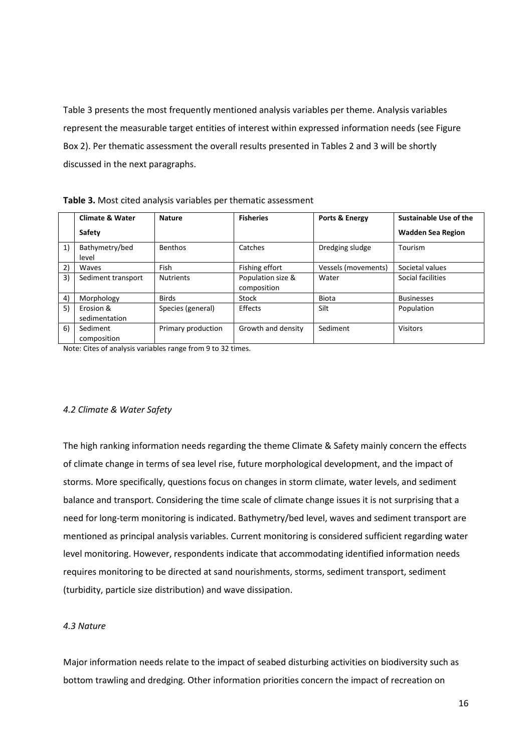Table 3 presents the most frequently mentioned analysis variables per theme. Analysis variables represent the measurable target entities of interest within expressed information needs (see Figure Box 2). Per thematic assessment the overall results presented in Tables 2 and 3 will be shortly discussed in the next paragraphs.

**Table 3.** Most cited analysis variables per thematic assessment

| | Climate & Water Safety | Nature | Fisheries | Ports & Energy | Sustainable Use of the Wadden Sea Region |
|---|---|---|---|---|---|
| 1) | Bathymetry/bed level | Benthos | Catches | Dredging sludge | Tourism |
| 2) | Waves | Fish | Fishing effort | Vessels (movements) | Societal values |
| 3) | Sediment transport | Nutrients | Population size & composition | Water | Social facilities |
| 4) | Morphology | Birds | Stock | Biota | Businesses |
| 5) | Erosion & sedimentation | Species (general) | Effects | Silt | Population |
| 6) | Sediment composition | Primary production | Growth and density | Sediment | Visitors |

Note: Cites of analysis variables range from 9 to 32 times.

### *4.2 Climate & Water Safety*

The high ranking information needs regarding the theme Climate & Safety mainly concern the effects of climate change in terms of sea level rise, future morphological development, and the impact of storms. More specifically, questions focus on changes in storm climate, water levels, and sediment balance and transport. Considering the time scale of climate change issues it is not surprising that a need for long-term monitoring is indicated. Bathymetry/bed level, waves and sediment transport are mentioned as principal analysis variables. Current monitoring is considered sufficient regarding water level monitoring. However, respondents indicate that accommodating identified information needs requires monitoring to be directed at sand nourishments, storms, sediment transport, sediment (turbidity, particle size distribution) and wave dissipation.

### *4.3 Nature*

Major information needs relate to the impact of seabed disturbing activities on biodiversity such as bottom trawling and dredging. Other information priorities concern the impact of recreation on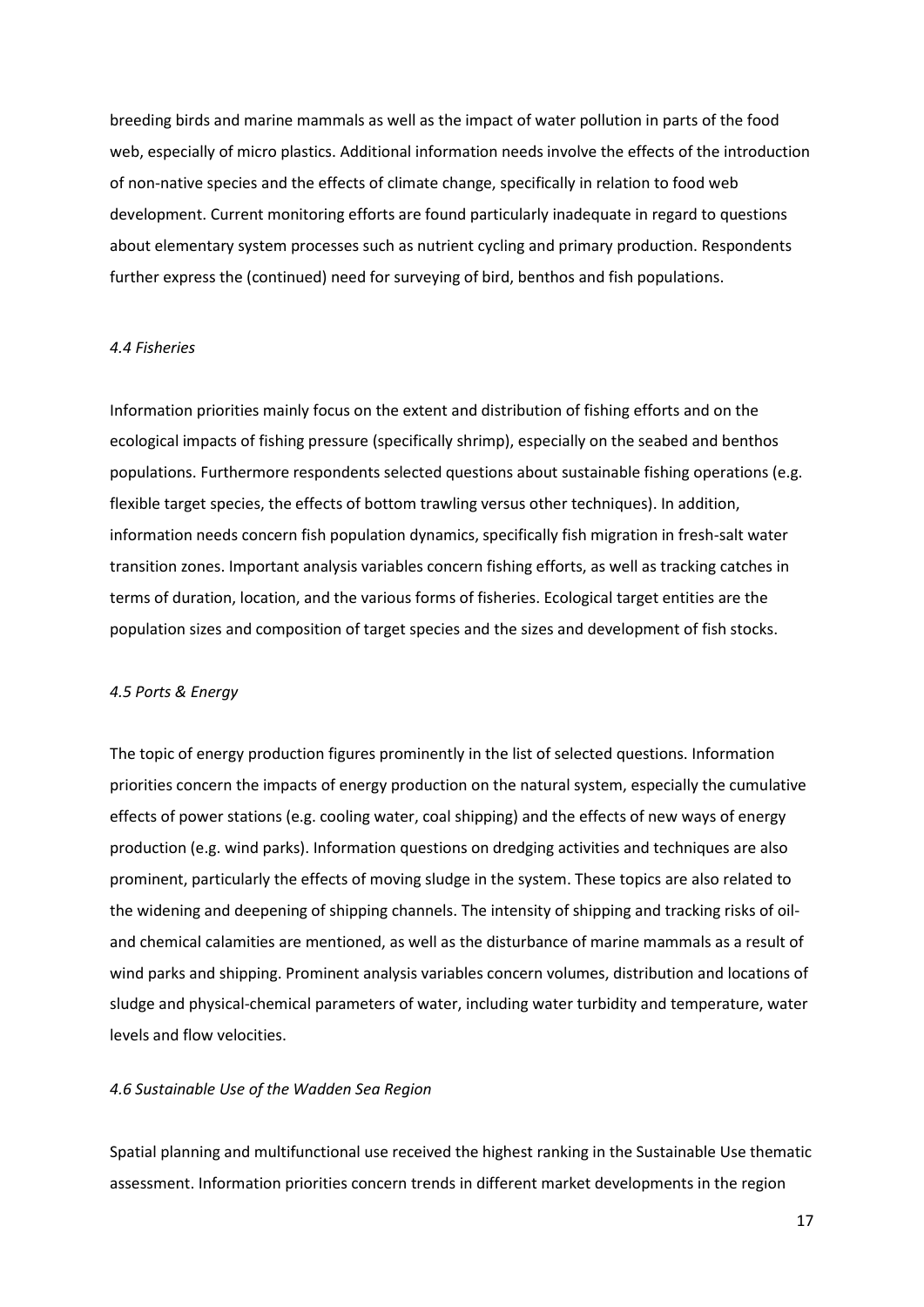breeding birds and marine mammals as well as the impact of water pollution in parts of the food web, especially of micro plastics. Additional information needs involve the effects of the introduction of non-native species and the effects of climate change, specifically in relation to food web development. Current monitoring efforts are found particularly inadequate in regard to questions about elementary system processes such as nutrient cycling and primary production. Respondents further express the (continued) need for surveying of bird, benthos and fish populations.

### *4.4 Fisheries*

Information priorities mainly focus on the extent and distribution of fishing efforts and on the ecological impacts of fishing pressure (specifically shrimp), especially on the seabed and benthos populations. Furthermore respondents selected questions about sustainable fishing operations (e.g. flexible target species, the effects of bottom trawling versus other techniques). In addition, information needs concern fish population dynamics, specifically fish migration in fresh-salt water transition zones. Important analysis variables concern fishing efforts, as well as tracking catches in terms of duration, location, and the various forms of fisheries. Ecological target entities are the population sizes and composition of target species and the sizes and development of fish stocks.

### *4.5 Ports & Energy*

The topic of energy production figures prominently in the list of selected questions. Information priorities concern the impacts of energy production on the natural system, especially the cumulative effects of power stations (e.g. cooling water, coal shipping) and the effects of new ways of energy production (e.g. wind parks). Information questions on dredging activities and techniques are also prominent, particularly the effects of moving sludge in the system. These topics are also related to the widening and deepening of shipping channels. The intensity of shipping and tracking risks of oil- and chemical calamities are mentioned, as well as the disturbance of marine mammals as a result of wind parks and shipping. Prominent analysis variables concern volumes, distribution and locations of sludge and physical-chemical parameters of water, including water turbidity and temperature, water levels and flow velocities.

### *4.6 Sustainable Use of the Wadden Sea Region*

Spatial planning and multifunctional use received the highest ranking in the Sustainable Use thematic assessment. Information priorities concern trends in different market developments in the region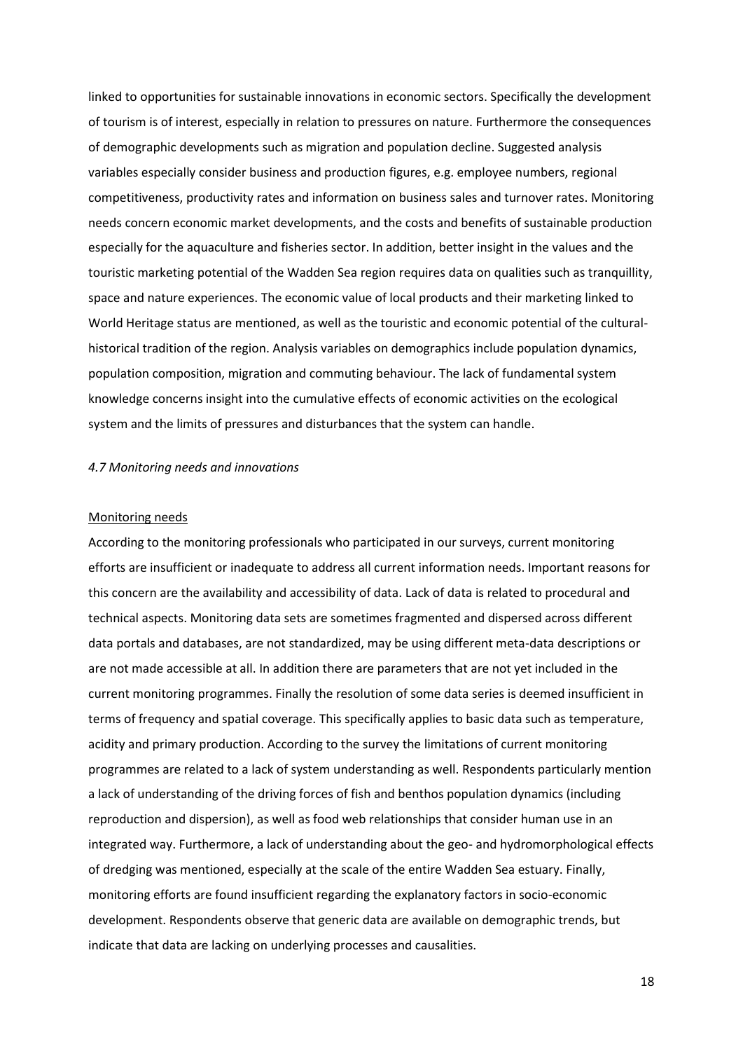linked to opportunities for sustainable innovations in economic sectors. Specifically the development of tourism is of interest, especially in relation to pressures on nature. Furthermore the consequences of demographic developments such as migration and population decline. Suggested analysis variables especially consider business and production figures, e.g. employee numbers, regional competitiveness, productivity rates and information on business sales and turnover rates. Monitoring needs concern economic market developments, and the costs and benefits of sustainable production especially for the aquaculture and fisheries sector. In addition, better insight in the values and the touristic marketing potential of the Wadden Sea region requires data on qualities such as tranquillity, space and nature experiences. The economic value of local products and their marketing linked to World Heritage status are mentioned, as well as the touristic and economic potential of the cultural-historical tradition of the region. Analysis variables on demographics include population dynamics, population composition, migration and commuting behaviour. The lack of fundamental system knowledge concerns insight into the cumulative effects of economic activities on the ecological system and the limits of pressures and disturbances that the system can handle.

### *4.7 Monitoring needs and innovations*

#### Monitoring needs

According to the monitoring professionals who participated in our surveys, current monitoring efforts are insufficient or inadequate to address all current information needs. Important reasons for this concern are the availability and accessibility of data. Lack of data is related to procedural and technical aspects. Monitoring data sets are sometimes fragmented and dispersed across different data portals and databases, are not standardized, may be using different meta-data descriptions or are not made accessible at all. In addition there are parameters that are not yet included in the current monitoring programmes. Finally the resolution of some data series is deemed insufficient in terms of frequency and spatial coverage. This specifically applies to basic data such as temperature, acidity and primary production. According to the survey the limitations of current monitoring programmes are related to a lack of system understanding as well. Respondents particularly mention a lack of understanding of the driving forces of fish and benthos population dynamics (including reproduction and dispersion), as well as food web relationships that consider human use in an integrated way. Furthermore, a lack of understanding about the geo- and hydromorphological effects of dredging was mentioned, especially at the scale of the entire Wadden Sea estuary. Finally, monitoring efforts are found insufficient regarding the explanatory factors in socio-economic development. Respondents observe that generic data are available on demographic trends, but indicate that data are lacking on underlying processes and causalities.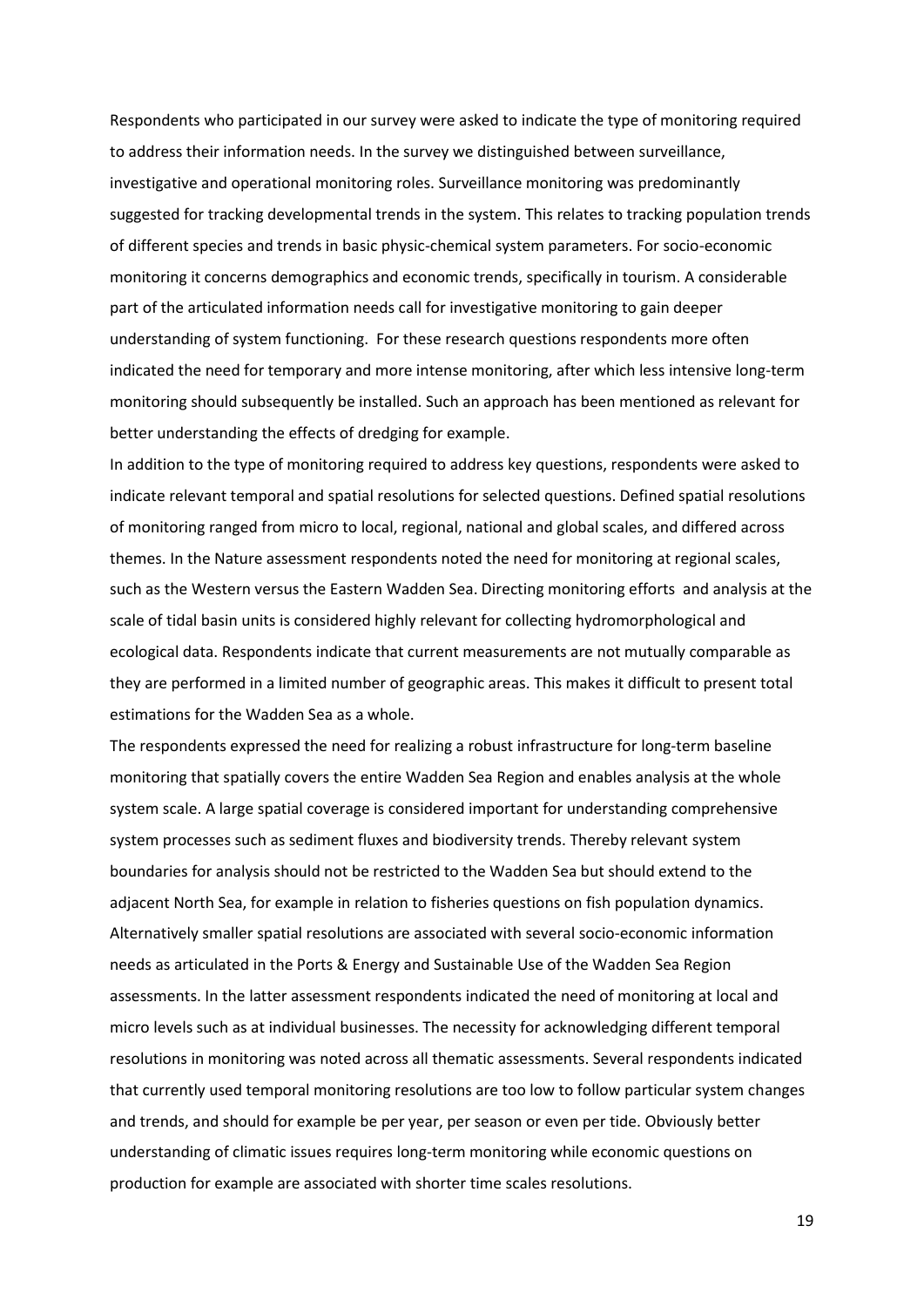Respondents who participated in our survey were asked to indicate the type of monitoring required to address their information needs. In the survey we distinguished between surveillance, investigative and operational monitoring roles. Surveillance monitoring was predominantly suggested for tracking developmental trends in the system. This relates to tracking population trends of different species and trends in basic physic-chemical system parameters. For socio-economic monitoring it concerns demographics and economic trends, specifically in tourism. A considerable part of the articulated information needs call for investigative monitoring to gain deeper understanding of system functioning. For these research questions respondents more often indicated the need for temporary and more intense monitoring, after which less intensive long-term monitoring should subsequently be installed. Such an approach has been mentioned as relevant for better understanding the effects of dredging for example.

In addition to the type of monitoring required to address key questions, respondents were asked to indicate relevant temporal and spatial resolutions for selected questions. Defined spatial resolutions of monitoring ranged from micro to local, regional, national and global scales, and differed across themes. In the Nature assessment respondents noted the need for monitoring at regional scales, such as the Western versus the Eastern Wadden Sea. Directing monitoring efforts and analysis at the scale of tidal basin units is considered highly relevant for collecting hydromorphological and ecological data. Respondents indicate that current measurements are not mutually comparable as they are performed in a limited number of geographic areas. This makes it difficult to present total estimations for the Wadden Sea as a whole.

The respondents expressed the need for realizing a robust infrastructure for long-term baseline monitoring that spatially covers the entire Wadden Sea Region and enables analysis at the whole system scale. A large spatial coverage is considered important for understanding comprehensive system processes such as sediment fluxes and biodiversity trends. Thereby relevant system boundaries for analysis should not be restricted to the Wadden Sea but should extend to the adjacent North Sea, for example in relation to fisheries questions on fish population dynamics. Alternatively smaller spatial resolutions are associated with several socio-economic information needs as articulated in the Ports & Energy and Sustainable Use of the Wadden Sea Region assessments. In the latter assessment respondents indicated the need of monitoring at local and micro levels such as at individual businesses. The necessity for acknowledging different temporal resolutions in monitoring was noted across all thematic assessments. Several respondents indicated that currently used temporal monitoring resolutions are too low to follow particular system changes and trends, and should for example be per year, per season or even per tide. Obviously better understanding of climatic issues requires long-term monitoring while economic questions on production for example are associated with shorter time scales resolutions.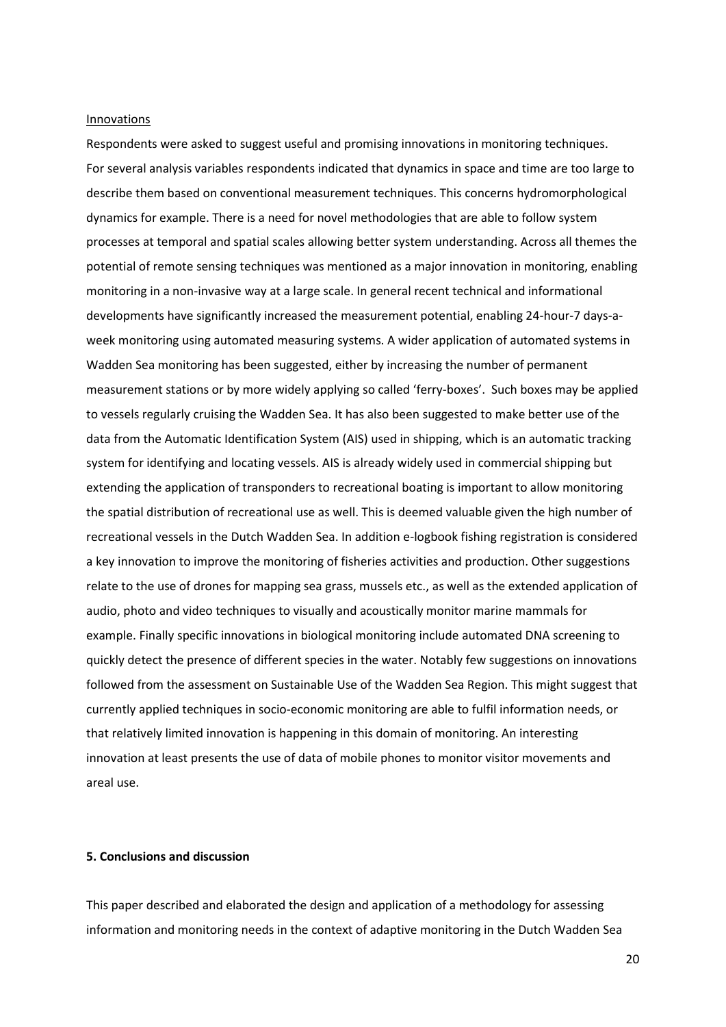Innovations

Respondents were asked to suggest useful and promising innovations in monitoring techniques. For several analysis variables respondents indicated that dynamics in space and time are too large to describe them based on conventional measurement techniques. This concerns hydromorphological dynamics for example. There is a need for novel methodologies that are able to follow system processes at temporal and spatial scales allowing better system understanding. Across all themes the potential of remote sensing techniques was mentioned as a major innovation in monitoring, enabling monitoring in a non-invasive way at a large scale. In general recent technical and informational developments have significantly increased the measurement potential, enabling 24-hour-7 days-a-week monitoring using automated measuring systems. A wider application of automated systems in Wadden Sea monitoring has been suggested, either by increasing the number of permanent measurement stations or by more widely applying so called 'ferry-boxes'. Such boxes may be applied to vessels regularly cruising the Wadden Sea. It has also been suggested to make better use of the data from the Automatic Identification System (AIS) used in shipping, which is an automatic tracking system for identifying and locating vessels. AIS is already widely used in commercial shipping but extending the application of transponders to recreational boating is important to allow monitoring the spatial distribution of recreational use as well. This is deemed valuable given the high number of recreational vessels in the Dutch Wadden Sea. In addition e-logbook fishing registration is considered a key innovation to improve the monitoring of fisheries activities and production. Other suggestions relate to the use of drones for mapping sea grass, mussels etc., as well as the extended application of audio, photo and video techniques to visually and acoustically monitor marine mammals for example. Finally specific innovations in biological monitoring include automated DNA screening to quickly detect the presence of different species in the water. Notably few suggestions on innovations followed from the assessment on Sustainable Use of the Wadden Sea Region. This might suggest that currently applied techniques in socio-economic monitoring are able to fulfil information needs, or that relatively limited innovation is happening in this domain of monitoring. An interesting innovation at least presents the use of data of mobile phones to monitor visitor movements and areal use.

## 5. Conclusions and discussion

This paper described and elaborated the design and application of a methodology for assessing information and monitoring needs in the context of adaptive monitoring in the Dutch Wadden Sea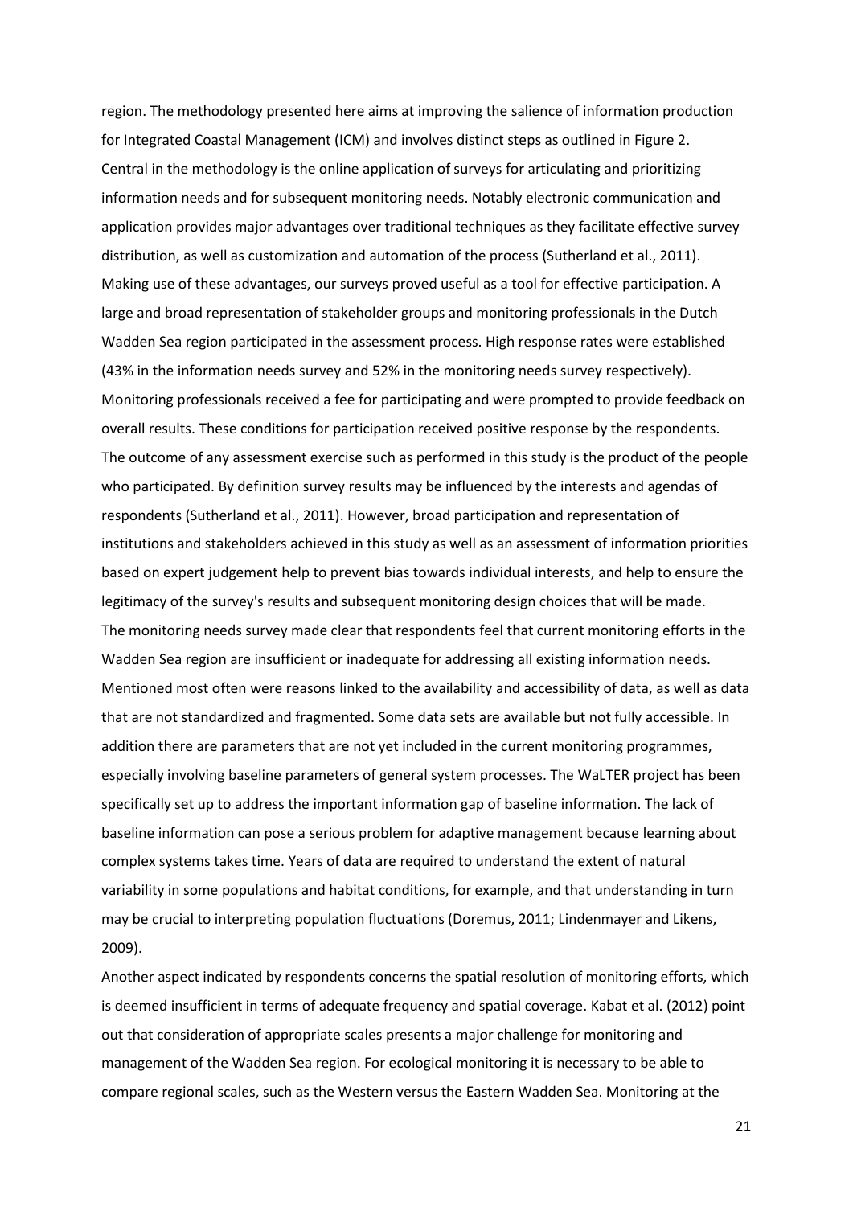region. The methodology presented here aims at improving the salience of information production for Integrated Coastal Management (ICM) and involves distinct steps as outlined in Figure 2. Central in the methodology is the online application of surveys for articulating and prioritizing information needs and for subsequent monitoring needs. Notably electronic communication and application provides major advantages over traditional techniques as they facilitate effective survey distribution, as well as customization and automation of the process (Sutherland et al., 2011). Making use of these advantages, our surveys proved useful as a tool for effective participation. A large and broad representation of stakeholder groups and monitoring professionals in the Dutch Wadden Sea region participated in the assessment process. High response rates were established (43% in the information needs survey and 52% in the monitoring needs survey respectively). Monitoring professionals received a fee for participating and were prompted to provide feedback on overall results. These conditions for participation received positive response by the respondents. The outcome of any assessment exercise such as performed in this study is the product of the people who participated. By definition survey results may be influenced by the interests and agendas of respondents (Sutherland et al., 2011). However, broad participation and representation of institutions and stakeholders achieved in this study as well as an assessment of information priorities based on expert judgement help to prevent bias towards individual interests, and help to ensure the legitimacy of the survey's results and subsequent monitoring design choices that will be made.

The monitoring needs survey made clear that respondents feel that current monitoring efforts in the Wadden Sea region are insufficient or inadequate for addressing all existing information needs. Mentioned most often were reasons linked to the availability and accessibility of data, as well as data that are not standardized and fragmented. Some data sets are available but not fully accessible. In addition there are parameters that are not yet included in the current monitoring programmes, especially involving baseline parameters of general system processes. The WaLTER project has been specifically set up to address the important information gap of baseline information. The lack of baseline information can pose a serious problem for adaptive management because learning about complex systems takes time. Years of data are required to understand the extent of natural variability in some populations and habitat conditions, for example, and that understanding in turn may be crucial to interpreting population fluctuations (Doremus, 2011; Lindenmayer and Likens, 2009).

Another aspect indicated by respondents concerns the spatial resolution of monitoring efforts, which is deemed insufficient in terms of adequate frequency and spatial coverage. Kabat et al. (2012) point out that consideration of appropriate scales presents a major challenge for monitoring and management of the Wadden Sea region. For ecological monitoring it is necessary to be able to compare regional scales, such as the Western versus the Eastern Wadden Sea. Monitoring at the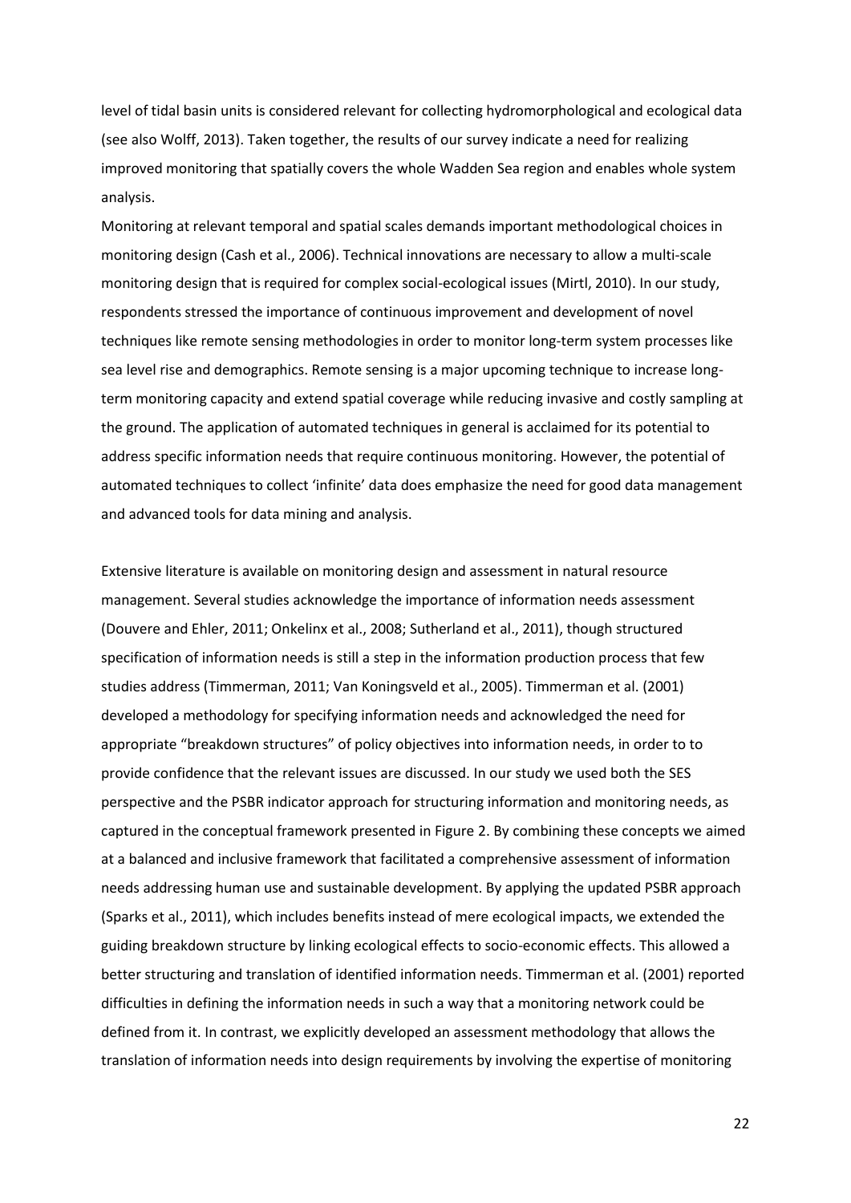level of tidal basin units is considered relevant for collecting hydromorphological and ecological data (see also Wolff, 2013). Taken together, the results of our survey indicate a need for realizing improved monitoring that spatially covers the whole Wadden Sea region and enables whole system analysis.

Monitoring at relevant temporal and spatial scales demands important methodological choices in monitoring design (Cash et al., 2006). Technical innovations are necessary to allow a multi-scale monitoring design that is required for complex social-ecological issues (Mirtl, 2010). In our study, respondents stressed the importance of continuous improvement and development of novel techniques like remote sensing methodologies in order to monitor long-term system processes like sea level rise and demographics. Remote sensing is a major upcoming technique to increase long-term monitoring capacity and extend spatial coverage while reducing invasive and costly sampling at the ground. The application of automated techniques in general is acclaimed for its potential to address specific information needs that require continuous monitoring. However, the potential of automated techniques to collect 'infinite' data does emphasize the need for good data management and advanced tools for data mining and analysis.

Extensive literature is available on monitoring design and assessment in natural resource management. Several studies acknowledge the importance of information needs assessment (Douvere and Ehler, 2011; Onkelinx et al., 2008; Sutherland et al., 2011), though structured specification of information needs is still a step in the information production process that few studies address (Timmerman, 2011; Van Koningsveld et al., 2005). Timmerman et al. (2001) developed a methodology for specifying information needs and acknowledged the need for appropriate "breakdown structures" of policy objectives into information needs, in order to to provide confidence that the relevant issues are discussed. In our study we used both the SES perspective and the PSBR indicator approach for structuring information and monitoring needs, as captured in the conceptual framework presented in Figure 2. By combining these concepts we aimed at a balanced and inclusive framework that facilitated a comprehensive assessment of information needs addressing human use and sustainable development. By applying the updated PSBR approach (Sparks et al., 2011), which includes benefits instead of mere ecological impacts, we extended the guiding breakdown structure by linking ecological effects to socio-economic effects. This allowed a better structuring and translation of identified information needs. Timmerman et al. (2001) reported difficulties in defining the information needs in such a way that a monitoring network could be defined from it. In contrast, we explicitly developed an assessment methodology that allows the translation of information needs into design requirements by involving the expertise of monitoring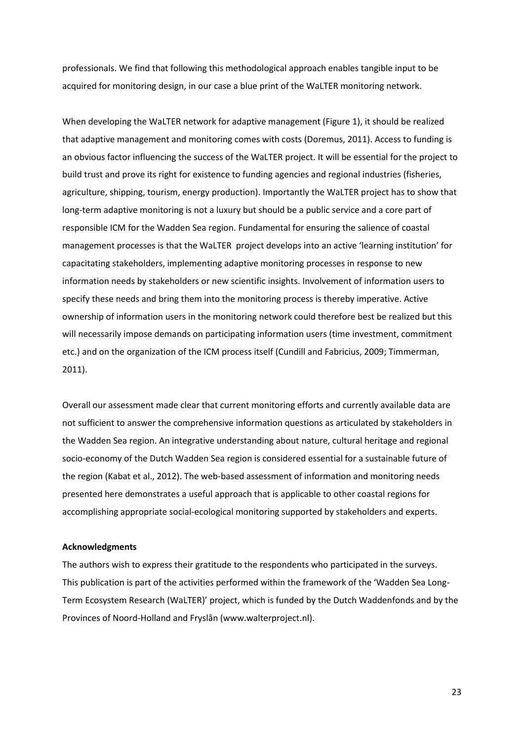professionals. We find that following this methodological approach enables tangible input to be acquired for monitoring design, in our case a blue print of the WaLTER monitoring network.

When developing the WaLTER network for adaptive management (Figure 1), it should be realized that adaptive management and monitoring comes with costs (Doremus, 2011). Access to funding is an obvious factor influencing the success of the WaLTER project. It will be essential for the project to build trust and prove its right for existence to funding agencies and regional industries (fisheries, agriculture, shipping, tourism, energy production). Importantly the WaLTER project has to show that long-term adaptive monitoring is not a luxury but should be a public service and a core part of responsible ICM for the Wadden Sea region. Fundamental for ensuring the salience of coastal management processes is that the WaLTER project develops into an active 'learning institution' for capacitating stakeholders, implementing adaptive monitoring processes in response to new information needs by stakeholders or new scientific insights. Involvement of information users to specify these needs and bring them into the monitoring process is thereby imperative. Active ownership of information users in the monitoring network could therefore best be realized but this will necessarily impose demands on participating information users (time investment, commitment etc.) and on the organization of the ICM process itself (Cundill and Fabricius, 2009; Timmerman, 2011).

Overall our assessment made clear that current monitoring efforts and currently available data are not sufficient to answer the comprehensive information questions as articulated by stakeholders in the Wadden Sea region. An integrative understanding about nature, cultural heritage and regional socio-economy of the Dutch Wadden Sea region is considered essential for a sustainable future of the region (Kabat et al., 2012). The web-based assessment of information and monitoring needs presented here demonstrates a useful approach that is applicable to other coastal regions for accomplishing appropriate social-ecological monitoring supported by stakeholders and experts.

**Acknowledgments**

The authors wish to express their gratitude to the respondents who participated in the surveys. This publication is part of the activities performed within the framework of the 'Wadden Sea Long-Term Ecosystem Research (WaLTER)' project, which is funded by the Dutch Waddenfonds and by the Provinces of Noord-Holland and Fryslân (www.walterproject.nl).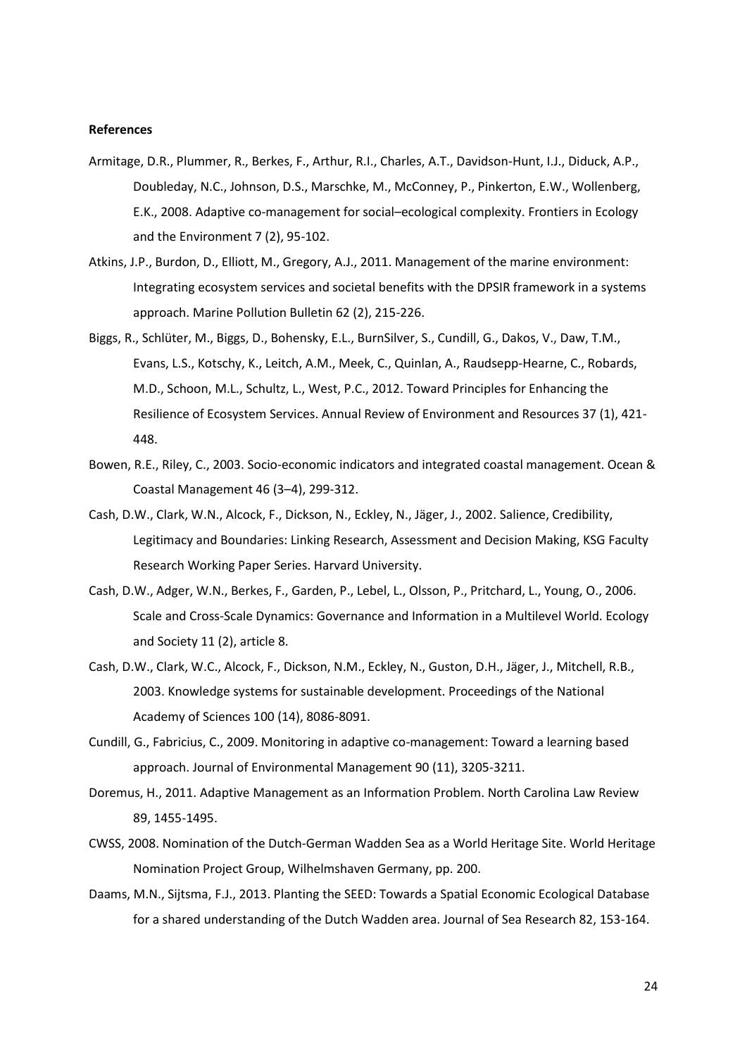**References**

Armitage, D.R., Plummer, R., Berkes, F., Arthur, R.I., Charles, A.T., Davidson-Hunt, I.J., Diduck, A.P., Doubleday, N.C., Johnson, D.S., Marschke, M., McConney, P., Pinkerton, E.W., Wollenberg, E.K., 2008. Adaptive co-management for social–ecological complexity. Frontiers in Ecology and the Environment 7 (2), 95-102.

Atkins, J.P., Burdon, D., Elliott, M., Gregory, A.J., 2011. Management of the marine environment: Integrating ecosystem services and societal benefits with the DPSIR framework in a systems approach. Marine Pollution Bulletin 62 (2), 215-226.

Biggs, R., Schlüter, M., Biggs, D., Bohensky, E.L., BurnSilver, S., Cundill, G., Dakos, V., Daw, T.M., Evans, L.S., Kotschy, K., Leitch, A.M., Meek, C., Quinlan, A., Raudsepp-Hearne, C., Robards, M.D., Schoon, M.L., Schultz, L., West, P.C., 2012. Toward Principles for Enhancing the Resilience of Ecosystem Services. Annual Review of Environment and Resources 37 (1), 421-448.

Bowen, R.E., Riley, C., 2003. Socio-economic indicators and integrated coastal management. Ocean & Coastal Management 46 (3–4), 299-312.

Cash, D.W., Clark, W.N., Alcock, F., Dickson, N., Eckley, N., Jäger, J., 2002. Salience, Credibility, Legitimacy and Boundaries: Linking Research, Assessment and Decision Making, KSG Faculty Research Working Paper Series. Harvard University.

Cash, D.W., Adger, W.N., Berkes, F., Garden, P., Lebel, L., Olsson, P., Pritchard, L., Young, O., 2006. Scale and Cross-Scale Dynamics: Governance and Information in a Multilevel World. Ecology and Society 11 (2), article 8.

Cash, D.W., Clark, W.C., Alcock, F., Dickson, N.M., Eckley, N., Guston, D.H., Jäger, J., Mitchell, R.B., 2003. Knowledge systems for sustainable development. Proceedings of the National Academy of Sciences 100 (14), 8086-8091.

Cundill, G., Fabricius, C., 2009. Monitoring in adaptive co-management: Toward a learning based approach. Journal of Environmental Management 90 (11), 3205-3211.

Doremus, H., 2011. Adaptive Management as an Information Problem. North Carolina Law Review 89, 1455-1495.

CWSS, 2008. Nomination of the Dutch-German Wadden Sea as a World Heritage Site. World Heritage Nomination Project Group, Wilhelmshaven Germany, pp. 200.

Daams, M.N., Sijtsma, F.J., 2013. Planting the SEED: Towards a Spatial Economic Ecological Database for a shared understanding of the Dutch Wadden area. Journal of Sea Research 82, 153-164.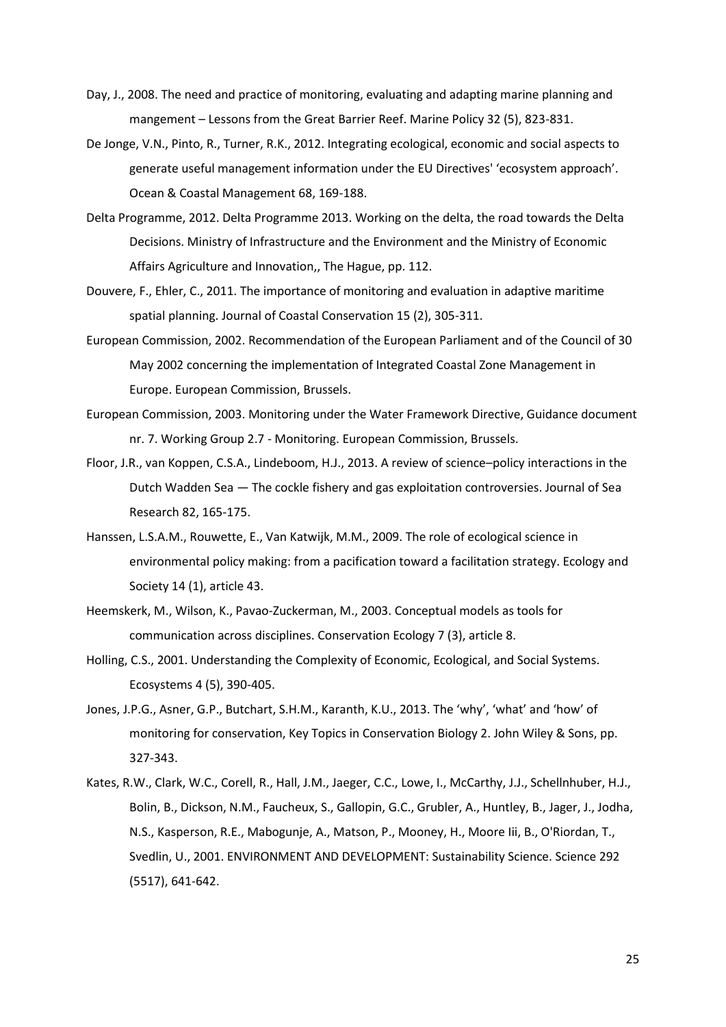Day, J., 2008. The need and practice of monitoring, evaluating and adapting marine planning and mangement – Lessons from the Great Barrier Reef. Marine Policy 32 (5), 823-831.

De Jonge, V.N., Pinto, R., Turner, R.K., 2012. Integrating ecological, economic and social aspects to generate useful management information under the EU Directives' 'ecosystem approach'. Ocean & Coastal Management 68, 169-188.

Delta Programme, 2012. Delta Programme 2013. Working on the delta, the road towards the Delta Decisions. Ministry of Infrastructure and the Environment and the Ministry of Economic Affairs Agriculture and Innovation,, The Hague, pp. 112.

Douvere, F., Ehler, C., 2011. The importance of monitoring and evaluation in adaptive maritime spatial planning. Journal of Coastal Conservation 15 (2), 305-311.

European Commission, 2002. Recommendation of the European Parliament and of the Council of 30 May 2002 concerning the implementation of Integrated Coastal Zone Management in Europe. European Commission, Brussels.

European Commission, 2003. Monitoring under the Water Framework Directive, Guidance document nr. 7. Working Group 2.7 - Monitoring. European Commission, Brussels.

Floor, J.R., van Koppen, C.S.A., Lindeboom, H.J., 2013. A review of science–policy interactions in the Dutch Wadden Sea — The cockle fishery and gas exploitation controversies. Journal of Sea Research 82, 165-175.

Hanssen, L.S.A.M., Rouwette, E., Van Katwijk, M.M., 2009. The role of ecological science in environmental policy making: from a pacification toward a facilitation strategy. Ecology and Society 14 (1), article 43.

Heemskerk, M., Wilson, K., Pavao-Zuckerman, M., 2003. Conceptual models as tools for communication across disciplines. Conservation Ecology 7 (3), article 8.

Holling, C.S., 2001. Understanding the Complexity of Economic, Ecological, and Social Systems. Ecosystems 4 (5), 390-405.

Jones, J.P.G., Asner, G.P., Butchart, S.H.M., Karanth, K.U., 2013. The 'why', 'what' and 'how' of monitoring for conservation, Key Topics in Conservation Biology 2. John Wiley & Sons, pp. 327-343.

Kates, R.W., Clark, W.C., Corell, R., Hall, J.M., Jaeger, C.C., Lowe, I., McCarthy, J.J., Schellnhuber, H.J., Bolin, B., Dickson, N.M., Faucheux, S., Gallopin, G.C., Grubler, A., Huntley, B., Jager, J., Jodha, N.S., Kasperson, R.E., Mabogunje, A., Matson, P., Mooney, H., Moore Iii, B., O'Riordan, T., Svedlin, U., 2001. ENVIRONMENT AND DEVELOPMENT: Sustainability Science. Science 292 (5517), 641-642.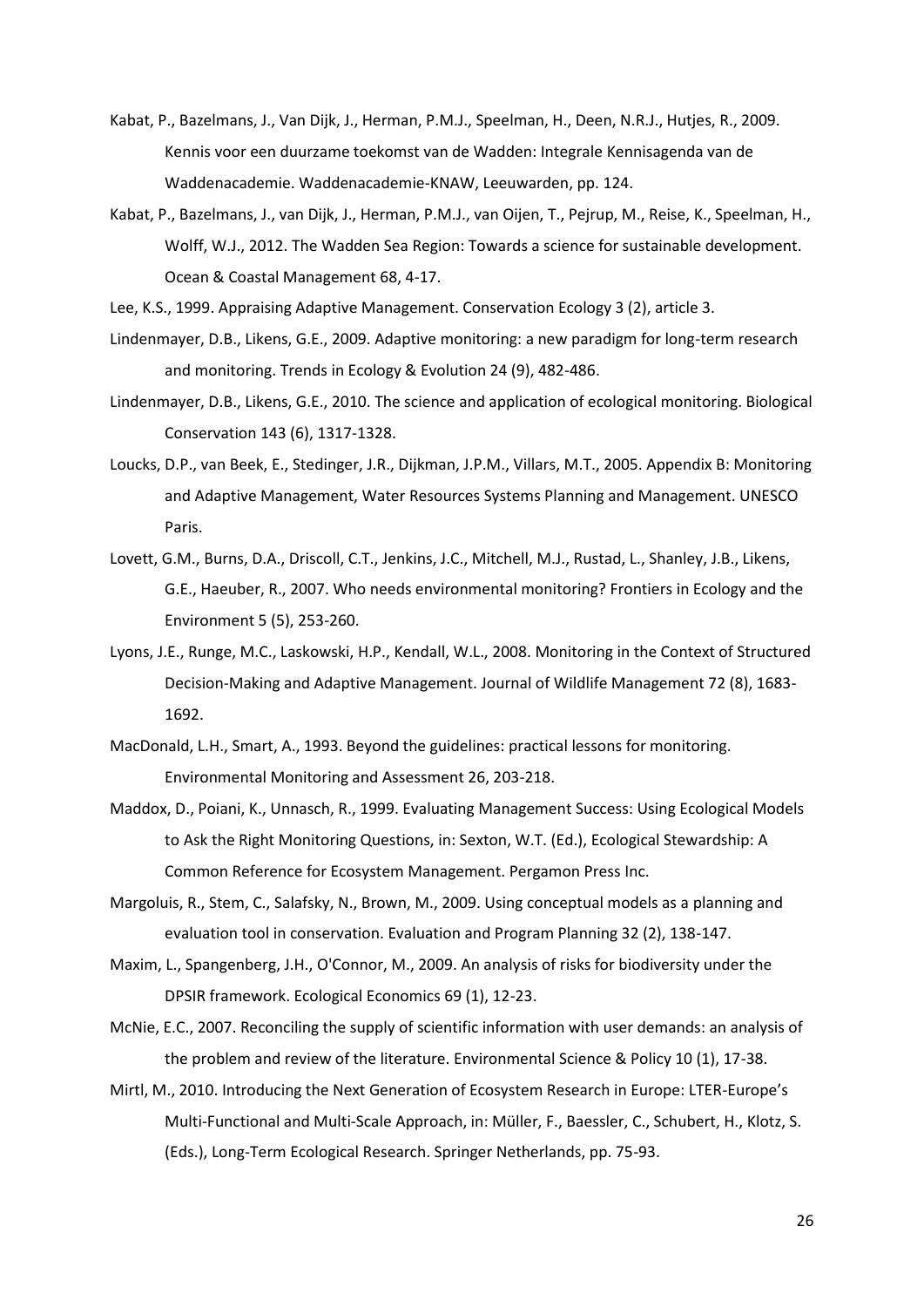Kabat, P., Bazelmans, J., Van Dijk, J., Herman, P.M.J., Speelman, H., Deen, N.R.J., Hutjes, R., 2009. Kennis voor een duurzame toekomst van de Wadden: Integrale Kennisagenda van de Waddenacademie. Waddenacademie-KNAW, Leeuwarden, pp. 124.

Kabat, P., Bazelmans, J., van Dijk, J., Herman, P.M.J., van Oijen, T., Pejrup, M., Reise, K., Speelman, H., Wolff, W.J., 2012. The Wadden Sea Region: Towards a science for sustainable development. Ocean & Coastal Management 68, 4-17.

Lee, K.S., 1999. Appraising Adaptive Management. Conservation Ecology 3 (2), article 3.

Lindenmayer, D.B., Likens, G.E., 2009. Adaptive monitoring: a new paradigm for long-term research and monitoring. Trends in Ecology & Evolution 24 (9), 482-486.

Lindenmayer, D.B., Likens, G.E., 2010. The science and application of ecological monitoring. Biological Conservation 143 (6), 1317-1328.

Loucks, D.P., van Beek, E., Stedinger, J.R., Dijkman, J.P.M., Villars, M.T., 2005. Appendix B: Monitoring and Adaptive Management, Water Resources Systems Planning and Management. UNESCO Paris.

Lovett, G.M., Burns, D.A., Driscoll, C.T., Jenkins, J.C., Mitchell, M.J., Rustad, L., Shanley, J.B., Likens, G.E., Haeuber, R., 2007. Who needs environmental monitoring? Frontiers in Ecology and the Environment 5 (5), 253-260.

Lyons, J.E., Runge, M.C., Laskowski, H.P., Kendall, W.L., 2008. Monitoring in the Context of Structured Decision-Making and Adaptive Management. Journal of Wildlife Management 72 (8), 1683-1692.

MacDonald, L.H., Smart, A., 1993. Beyond the guidelines: practical lessons for monitoring. Environmental Monitoring and Assessment 26, 203-218.

Maddox, D., Poiani, K., Unnasch, R., 1999. Evaluating Management Success: Using Ecological Models to Ask the Right Monitoring Questions, in: Sexton, W.T. (Ed.), Ecological Stewardship: A Common Reference for Ecosystem Management. Pergamon Press Inc.

Margoluis, R., Stem, C., Salafsky, N., Brown, M., 2009. Using conceptual models as a planning and evaluation tool in conservation. Evaluation and Program Planning 32 (2), 138-147.

Maxim, L., Spangenberg, J.H., O'Connor, M., 2009. An analysis of risks for biodiversity under the DPSIR framework. Ecological Economics 69 (1), 12-23.

McNie, E.C., 2007. Reconciling the supply of scientific information with user demands: an analysis of the problem and review of the literature. Environmental Science & Policy 10 (1), 17-38.

Mirtl, M., 2010. Introducing the Next Generation of Ecosystem Research in Europe: LTER-Europe's Multi-Functional and Multi-Scale Approach, in: Müller, F., Baessler, C., Schubert, H., Klotz, S. (Eds.), Long-Term Ecological Research. Springer Netherlands, pp. 75-93.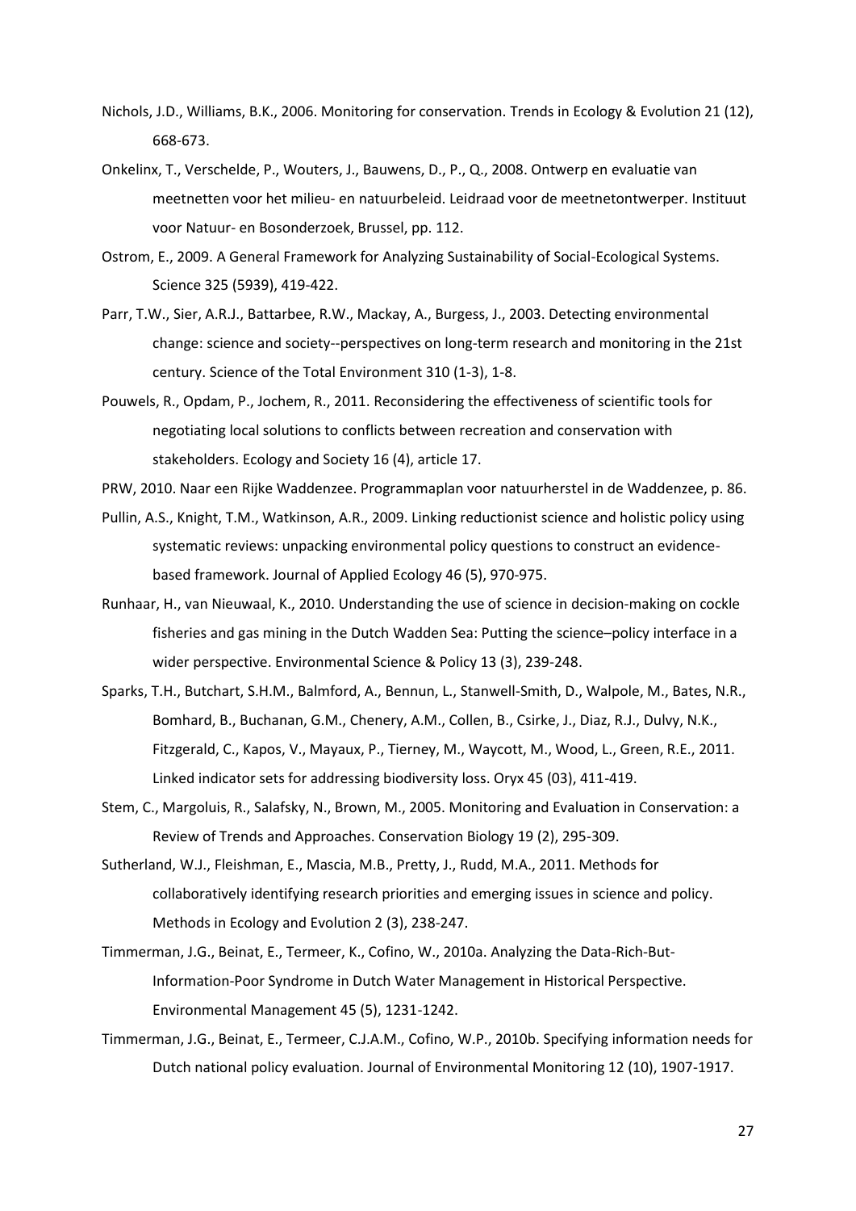Nichols, J.D., Williams, B.K., 2006. Monitoring for conservation. Trends in Ecology & Evolution 21 (12), 668-673.

Onkelinx, T., Verschelde, P., Wouters, J., Bauwens, D., P., Q., 2008. Ontwerp en evaluatie van meetnetten voor het milieu- en natuurbeleid. Leidraad voor de meetnetontwerper. Instituut voor Natuur- en Bosonderzoek, Brussel, pp. 112.

Ostrom, E., 2009. A General Framework for Analyzing Sustainability of Social-Ecological Systems. Science 325 (5939), 419-422.

Parr, T.W., Sier, A.R.J., Battarbee, R.W., Mackay, A., Burgess, J., 2003. Detecting environmental change: science and society--perspectives on long-term research and monitoring in the 21st century. Science of the Total Environment 310 (1-3), 1-8.

Pouwels, R., Opdam, P., Jochem, R., 2011. Reconsidering the effectiveness of scientific tools for negotiating local solutions to conflicts between recreation and conservation with stakeholders. Ecology and Society 16 (4), article 17.

PRW, 2010. Naar een Rijke Waddenzee. Programmaplan voor natuurherstel in de Waddenzee, p. 86.

Pullin, A.S., Knight, T.M., Watkinson, A.R., 2009. Linking reductionist science and holistic policy using systematic reviews: unpacking environmental policy questions to construct an evidence-based framework. Journal of Applied Ecology 46 (5), 970-975.

Runhaar, H., van Nieuwaal, K., 2010. Understanding the use of science in decision-making on cockle fisheries and gas mining in the Dutch Wadden Sea: Putting the science–policy interface in a wider perspective. Environmental Science & Policy 13 (3), 239-248.

Sparks, T.H., Butchart, S.H.M., Balmford, A., Bennun, L., Stanwell-Smith, D., Walpole, M., Bates, N.R., Bomhard, B., Buchanan, G.M., Chenery, A.M., Collen, B., Csirke, J., Diaz, R.J., Dulvy, N.K., Fitzgerald, C., Kapos, V., Mayaux, P., Tierney, M., Waycott, M., Wood, L., Green, R.E., 2011. Linked indicator sets for addressing biodiversity loss. Oryx 45 (03), 411-419.

Stem, C., Margoluis, R., Salafsky, N., Brown, M., 2005. Monitoring and Evaluation in Conservation: a Review of Trends and Approaches. Conservation Biology 19 (2), 295-309.

Sutherland, W.J., Fleishman, E., Mascia, M.B., Pretty, J., Rudd, M.A., 2011. Methods for collaboratively identifying research priorities and emerging issues in science and policy. Methods in Ecology and Evolution 2 (3), 238-247.

Timmerman, J.G., Beinat, E., Termeer, K., Cofino, W., 2010a. Analyzing the Data-Rich-But-Information-Poor Syndrome in Dutch Water Management in Historical Perspective. Environmental Management 45 (5), 1231-1242.

Timmerman, J.G., Beinat, E., Termeer, C.J.A.M., Cofino, W.P., 2010b. Specifying information needs for Dutch national policy evaluation. Journal of Environmental Monitoring 12 (10), 1907-1917.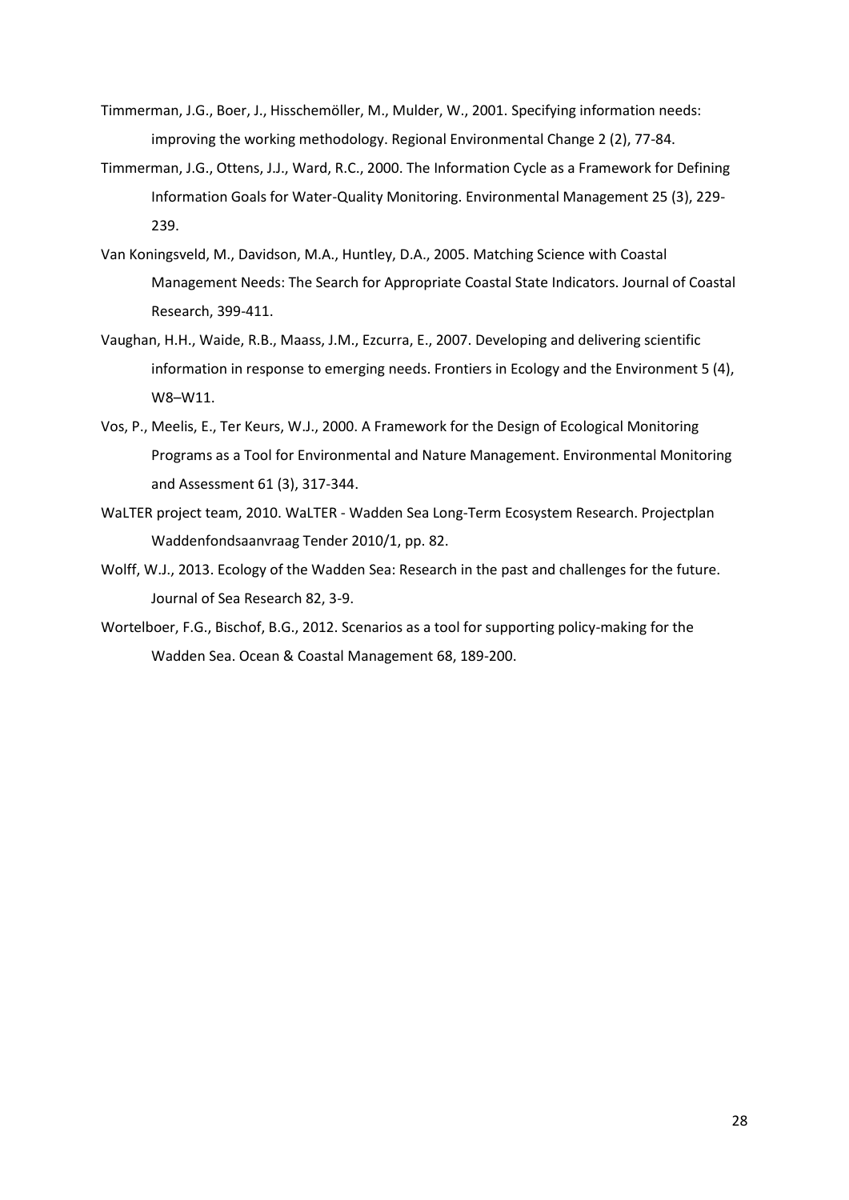Timmerman, J.G., Boer, J., Hisschemöller, M., Mulder, W., 2001. Specifying information needs: improving the working methodology. Regional Environmental Change 2 (2), 77-84.

Timmerman, J.G., Ottens, J.J., Ward, R.C., 2000. The Information Cycle as a Framework for Defining Information Goals for Water-Quality Monitoring. Environmental Management 25 (3), 229-239.

Van Koningsveld, M., Davidson, M.A., Huntley, D.A., 2005. Matching Science with Coastal Management Needs: The Search for Appropriate Coastal State Indicators. Journal of Coastal Research, 399-411.

Vaughan, H.H., Waide, R.B., Maass, J.M., Ezcurra, E., 2007. Developing and delivering scientific information in response to emerging needs. Frontiers in Ecology and the Environment 5 (4), W8–W11.

Vos, P., Meelis, E., Ter Keurs, W.J., 2000. A Framework for the Design of Ecological Monitoring Programs as a Tool for Environmental and Nature Management. Environmental Monitoring and Assessment 61 (3), 317-344.

WaLTER project team, 2010. WaLTER - Wadden Sea Long-Term Ecosystem Research. Projectplan Waddenfondsaanvraag Tender 2010/1, pp. 82.

Wolff, W.J., 2013. Ecology of the Wadden Sea: Research in the past and challenges for the future. Journal of Sea Research 82, 3-9.

Wortelboer, F.G., Bischof, B.G., 2012. Scenarios as a tool for supporting policy-making for the Wadden Sea. Ocean & Coastal Management 68, 189-200.